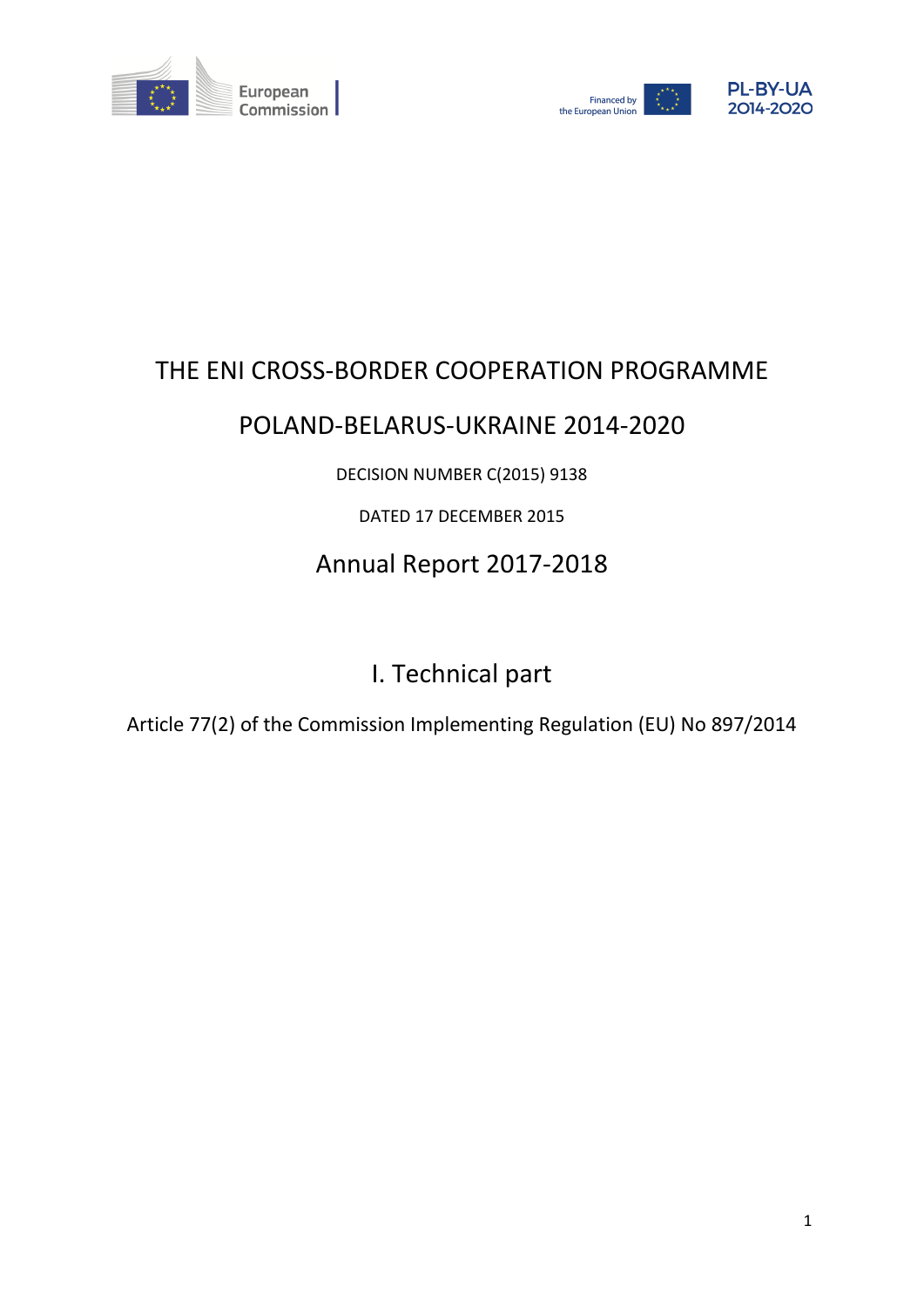# THE ENI CROSS-BORDER COOPERATION PROGRAMME

# POLAND-BELARUS-UKRAINE 2014-2020

DECISION NUMBER C(2015) 9138

DATED 17 DECEMBER 2015

## Annual Report 2017-2018

## I. Technical part

Article 77(2) of the Commission Implementing Regulation (EU) No 897/2014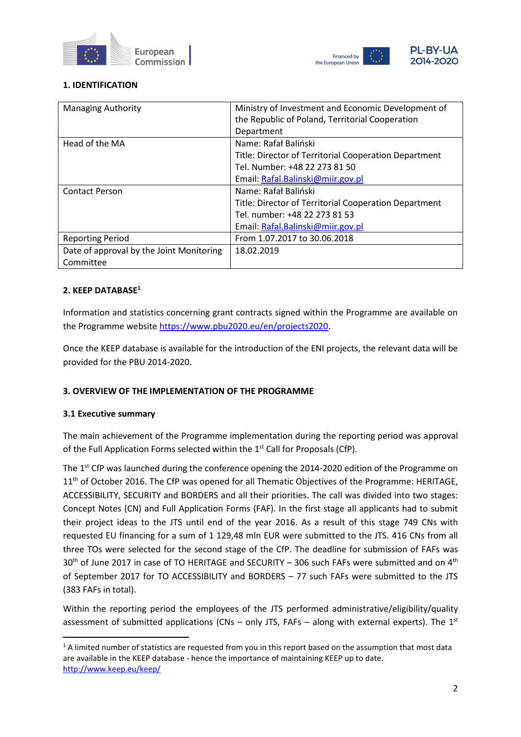## 1. IDENTIFICATION

| | |
|---|---|
| Managing Authority | Ministry of Investment and Economic Development of the Republic of Poland, Territorial Cooperation Department |
| Head of the MA | Name: Rafał Baliński<br>Title: Director of Territorial Cooperation Department<br>Tel. Number: +48 22 273 81 50<br>Email: Rafal.Balinski@miir.gov.pl |
| Contact Person | Name: Rafał Baliński<br>Title: Director of Territorial Cooperation Department<br>Tel. number: +48 22 273 81 53<br>Email: Rafal.Balinski@miir.gov.pl |
| Reporting Period | From 1.07.2017 to 30.06.2018 |
| Date of approval by the Joint Monitoring Committee | 18.02.2019 |

## 2. KEEP DATABASE[1]

Information and statistics concerning grant contracts signed within the Programme are available on the Programme website https://www.pbu2020.eu/en/projects2020.

Once the KEEP database is available for the introduction of the ENI projects, the relevant data will be provided for the PBU 2014-2020.

## 3. OVERVIEW OF THE IMPLEMENTATION OF THE PROGRAMME

### 3.1 Executive summary

The main achievement of the Programme implementation during the reporting period was approval of the Full Application Forms selected within the 1st Call for Proposals (CfP).

The 1st CfP was launched during the conference opening the 2014-2020 edition of the Programme on 11th of October 2016. The CfP was opened for all Thematic Objectives of the Programme: HERITAGE, ACCESSIBILITY, SECURITY and BORDERS and all their priorities. The call was divided into two stages: Concept Notes (CN) and Full Application Forms (FAF). In the first stage all applicants had to submit their project ideas to the JTS until end of the year 2016. As a result of this stage 749 CNs with requested EU financing for a sum of 1 129,48 mln EUR were submitted to the JTS. 416 CNs from all three TOs were selected for the second stage of the CfP. The deadline for submission of FAFs was 30th of June 2017 in case of TO HERITAGE and SECURITY – 306 such FAFs were submitted and on 4th of September 2017 for TO ACCESSIBILITY and BORDERS – 77 such FAFs were submitted to the JTS (383 FAFs in total).

Within the reporting period the employees of the JTS performed administrative/eligibility/quality assessment of submitted applications (CNs – only JTS, FAFs – along with external experts). The 1st

---

[1] A limited number of statistics are requested from you in this report based on the assumption that most data are available in the KEEP database - hence the importance of maintaining KEEP up to date. http://www.keep.eu/keep/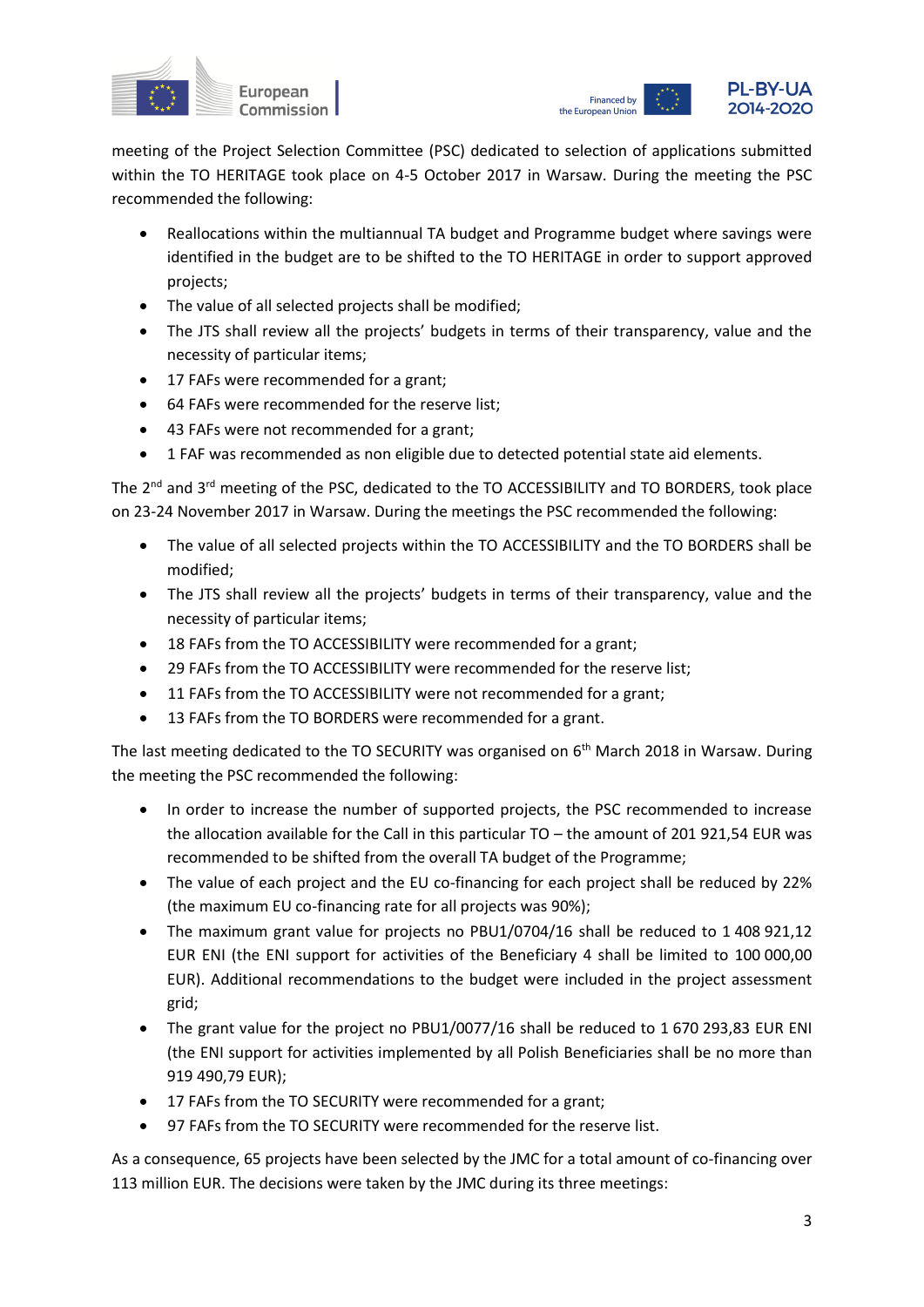meeting of the Project Selection Committee (PSC) dedicated to selection of applications submitted within the TO HERITAGE took place on 4-5 October 2017 in Warsaw. During the meeting the PSC recommended the following:

- Reallocations within the multiannual TA budget and Programme budget where savings were identified in the budget are to be shifted to the TO HERITAGE in order to support approved projects;
- The value of all selected projects shall be modified;
- The JTS shall review all the projects' budgets in terms of their transparency, value and the necessity of particular items;
- 17 FAFs were recommended for a grant;
- 64 FAFs were recommended for the reserve list;
- 43 FAFs were not recommended for a grant;
- 1 FAF was recommended as non eligible due to detected potential state aid elements.

The 2nd and 3rd meeting of the PSC, dedicated to the TO ACCESSIBILITY and TO BORDERS, took place on 23-24 November 2017 in Warsaw. During the meetings the PSC recommended the following:

- The value of all selected projects within the TO ACCESSIBILITY and the TO BORDERS shall be modified;
- The JTS shall review all the projects' budgets in terms of their transparency, value and the necessity of particular items;
- 18 FAFs from the TO ACCESSIBILITY were recommended for a grant;
- 29 FAFs from the TO ACCESSIBILITY were recommended for the reserve list;
- 11 FAFs from the TO ACCESSIBILITY were not recommended for a grant;
- 13 FAFs from the TO BORDERS were recommended for a grant.

The last meeting dedicated to the TO SECURITY was organised on 6th March 2018 in Warsaw. During the meeting the PSC recommended the following:

- In order to increase the number of supported projects, the PSC recommended to increase the allocation available for the Call in this particular TO – the amount of 201 921,54 EUR was recommended to be shifted from the overall TA budget of the Programme;
- The value of each project and the EU co-financing for each project shall be reduced by 22% (the maximum EU co-financing rate for all projects was 90%);
- The maximum grant value for projects no PBU1/0704/16 shall be reduced to 1 408 921,12 EUR ENI (the ENI support for activities of the Beneficiary 4 shall be limited to 100 000,00 EUR). Additional recommendations to the budget were included in the project assessment grid;
- The grant value for the project no PBU1/0077/16 shall be reduced to 1 670 293,83 EUR ENI (the ENI support for activities implemented by all Polish Beneficiaries shall be no more than 919 490,79 EUR);
- 17 FAFs from the TO SECURITY were recommended for a grant;
- 97 FAFs from the TO SECURITY were recommended for the reserve list.

As a consequence, 65 projects have been selected by the JMC for a total amount of co-financing over 113 million EUR. The decisions were taken by the JMC during its three meetings: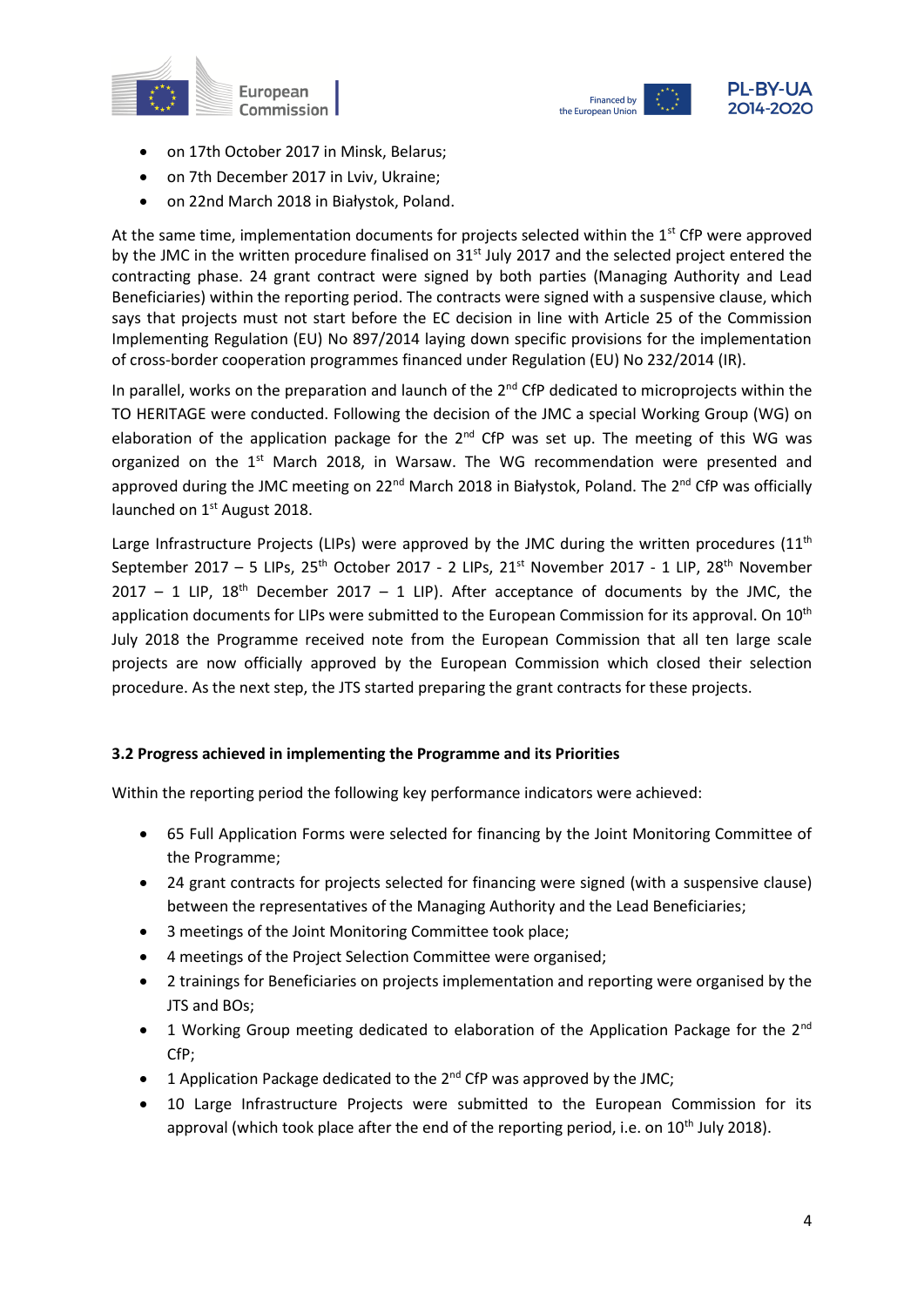- on 17th October 2017 in Minsk, Belarus;
- on 7th December 2017 in Lviv, Ukraine;
- on 22nd March 2018 in Białystok, Poland.

At the same time, implementation documents for projects selected within the 1st CfP were approved by the JMC in the written procedure finalised on 31st July 2017 and the selected project entered the contracting phase. 24 grant contract were signed by both parties (Managing Authority and Lead Beneficiaries) within the reporting period. The contracts were signed with a suspensive clause, which says that projects must not start before the EC decision in line with Article 25 of the Commission Implementing Regulation (EU) No 897/2014 laying down specific provisions for the implementation of cross-border cooperation programmes financed under Regulation (EU) No 232/2014 (IR).

In parallel, works on the preparation and launch of the 2nd CfP dedicated to microprojects within the TO HERITAGE were conducted. Following the decision of the JMC a special Working Group (WG) on elaboration of the application package for the 2nd CfP was set up. The meeting of this WG was organized on the 1st March 2018, in Warsaw. The WG recommendation were presented and approved during the JMC meeting on 22nd March 2018 in Białystok, Poland. The 2nd CfP was officially launched on 1st August 2018.

Large Infrastructure Projects (LIPs) were approved by the JMC during the written procedures (11th September 2017 – 5 LIPs, 25th October 2017 - 2 LIPs, 21st November 2017 - 1 LIP, 28th November 2017 – 1 LIP, 18th December 2017 – 1 LIP). After acceptance of documents by the JMC, the application documents for LIPs were submitted to the European Commission for its approval. On 10th July 2018 the Programme received note from the European Commission that all ten large scale projects are now officially approved by the European Commission which closed their selection procedure. As the next step, the JTS started preparing the grant contracts for these projects.

### 3.2 Progress achieved in implementing the Programme and its Priorities

Within the reporting period the following key performance indicators were achieved:

- 65 Full Application Forms were selected for financing by the Joint Monitoring Committee of the Programme;
- 24 grant contracts for projects selected for financing were signed (with a suspensive clause) between the representatives of the Managing Authority and the Lead Beneficiaries;
- 3 meetings of the Joint Monitoring Committee took place;
- 4 meetings of the Project Selection Committee were organised;
- 2 trainings for Beneficiaries on projects implementation and reporting were organised by the JTS and BOs;
- 1 Working Group meeting dedicated to elaboration of the Application Package for the 2nd CfP;
- 1 Application Package dedicated to the 2nd CfP was approved by the JMC;
- 10 Large Infrastructure Projects were submitted to the European Commission for its approval (which took place after the end of the reporting period, i.e. on 10th July 2018).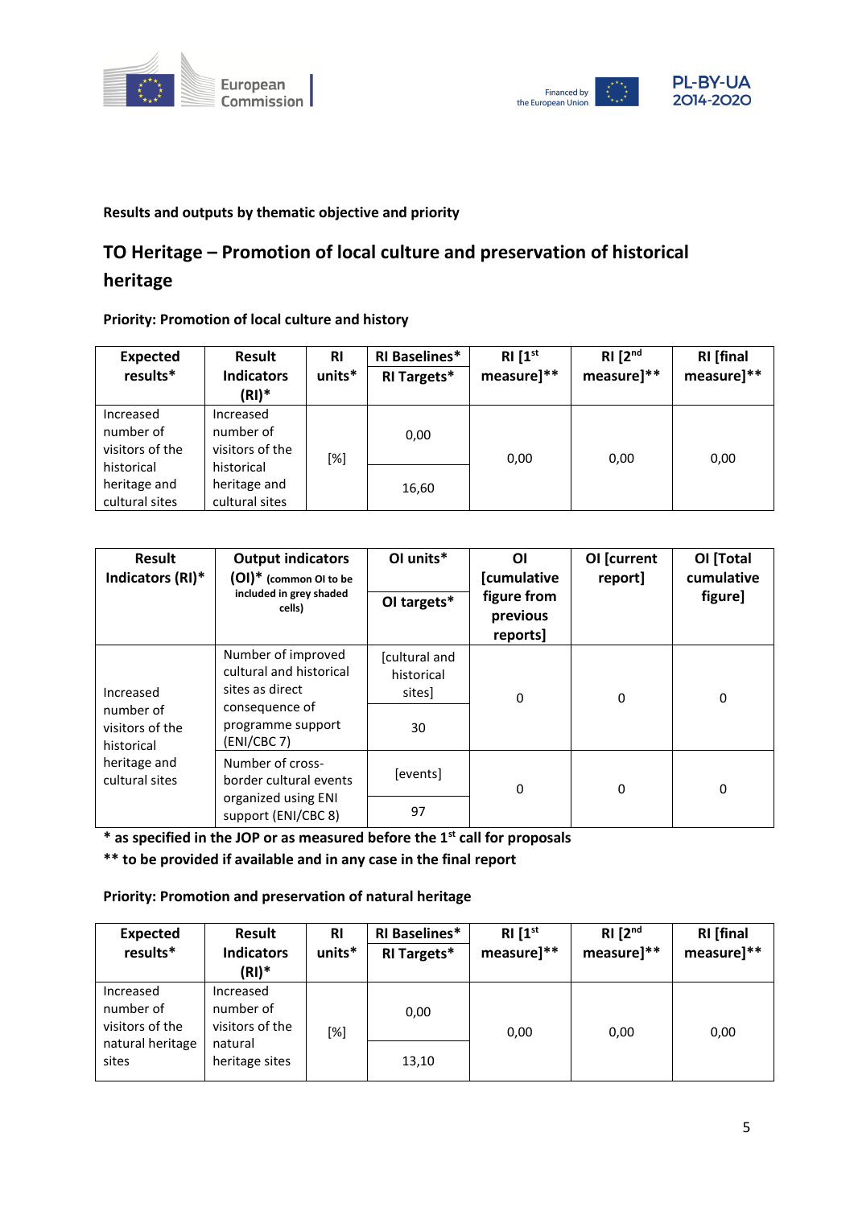**Results and outputs by thematic objective and priority**

## TO Heritage – Promotion of local culture and preservation of historical heritage

**Priority: Promotion of local culture and history**

| Expected results* | Result Indicators (RI)* | RI units* | RI Baselines* / RI Targets* | RI [1st measure]** | RI [2nd measure]** | RI [final measure]** |
|---|---|---|---|---|---|---|
| Increased number of visitors of the historical heritage and cultural sites | Increased number of visitors of the historical heritage and cultural sites | [%] | 0,00 | 0,00 | 0,00 | 0,00 |
| | | | 16,60 | | | |

| Result Indicators (RI)* | Output indicators (OI)* (common OI to be included in grey shaded cells) | OI units* / OI targets* | OI [cumulative figure from previous reports] | OI [current report] | OI [Total cumulative figure] |
|---|---|---|---|---|---|
| Increased number of visitors of the historical heritage and cultural sites | Number of improved cultural and historical sites as direct consequence of programme support (ENI/CBC 7) | [cultural and historical sites] | 0 | 0 | 0 |
| | | 30 | | | |
| | Number of cross-border cultural events organized using ENI support (ENI/CBC 8) | [events] | 0 | 0 | 0 |
| | | 97 | | | |

**\* as specified in the JOP or as measured before the 1st call for proposals**

**\*\* to be provided if available and in any case in the final report**

**Priority: Promotion and preservation of natural heritage**

| Expected results* | Result Indicators (RI)* | RI units* | RI Baselines* / RI Targets* | RI [1st measure]** | RI [2nd measure]** | RI [final measure]** |
|---|---|---|---|---|---|---|
| Increased number of visitors of the natural heritage sites | Increased number of visitors of the natural heritage sites | [%] | 0,00 | 0,00 | 0,00 | 0,00 |
| | | | 13,10 | | | |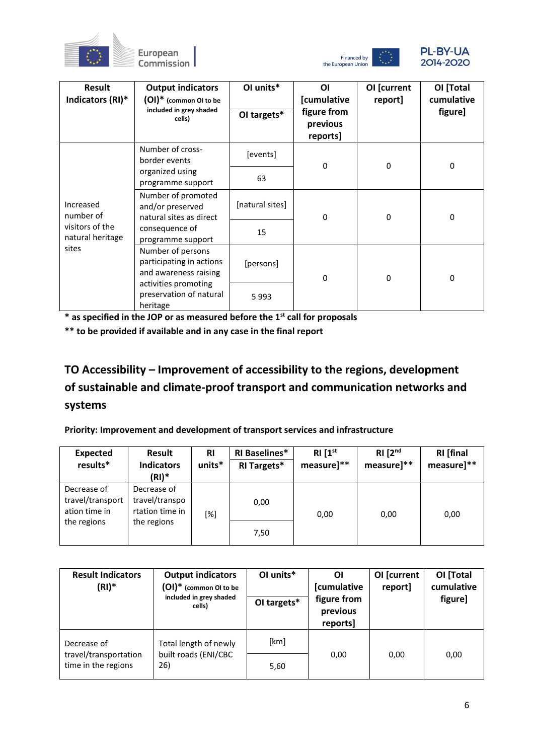| Result Indicators (RI)* | Output indicators (OI)* (common OI to be included in grey shaded cells) | OI units* / OI targets* | OI [cumulative figure from previous reports] | OI [current report] | OI [Total cumulative figure] |
|---|---|---|---|---|---|
| Increased number of visitors of the natural heritage sites | Number of cross-border events organized using programme support | [events] / 63 | 0 | 0 | 0 |
| | Number of promoted and/or preserved natural sites as direct consequence of programme support | [natural sites] / 15 | 0 | 0 | 0 |
| | Number of persons participating in actions and awareness raising activities promoting preservation of natural heritage | [persons] / 5 993 | 0 | 0 | 0 |

**\* as specified in the JOP or as measured before the 1st call for proposals**

**\*\* to be provided if available and in any case in the final report**

## TO Accessibility – Improvement of accessibility to the regions, development of sustainable and climate-proof transport and communication networks and systems

**Priority: Improvement and development of transport services and infrastructure**

| Expected results* | Result Indicators (RI)* | RI units* | RI Baselines* / RI Targets* | RI [1st measure]** | RI [2nd measure]** | RI [final measure]** |
|---|---|---|---|---|---|---|
| Decrease of travel/transportation time in the regions | Decrease of travel/transportation time in the regions | [%] | 0,00 / 7,50 | 0,00 | 0,00 | 0,00 |

| Result Indicators (RI)* | Output indicators (OI)* (common OI to be included in grey shaded cells) | OI units* / OI targets* | OI [cumulative figure from previous reports] | OI [current report] | OI [Total cumulative figure] |
|---|---|---|---|---|---|
| Decrease of travel/transportation time in the regions | Total length of newly built roads (ENI/CBC 26) | [km] / 5,60 | 0,00 | 0,00 | 0,00 |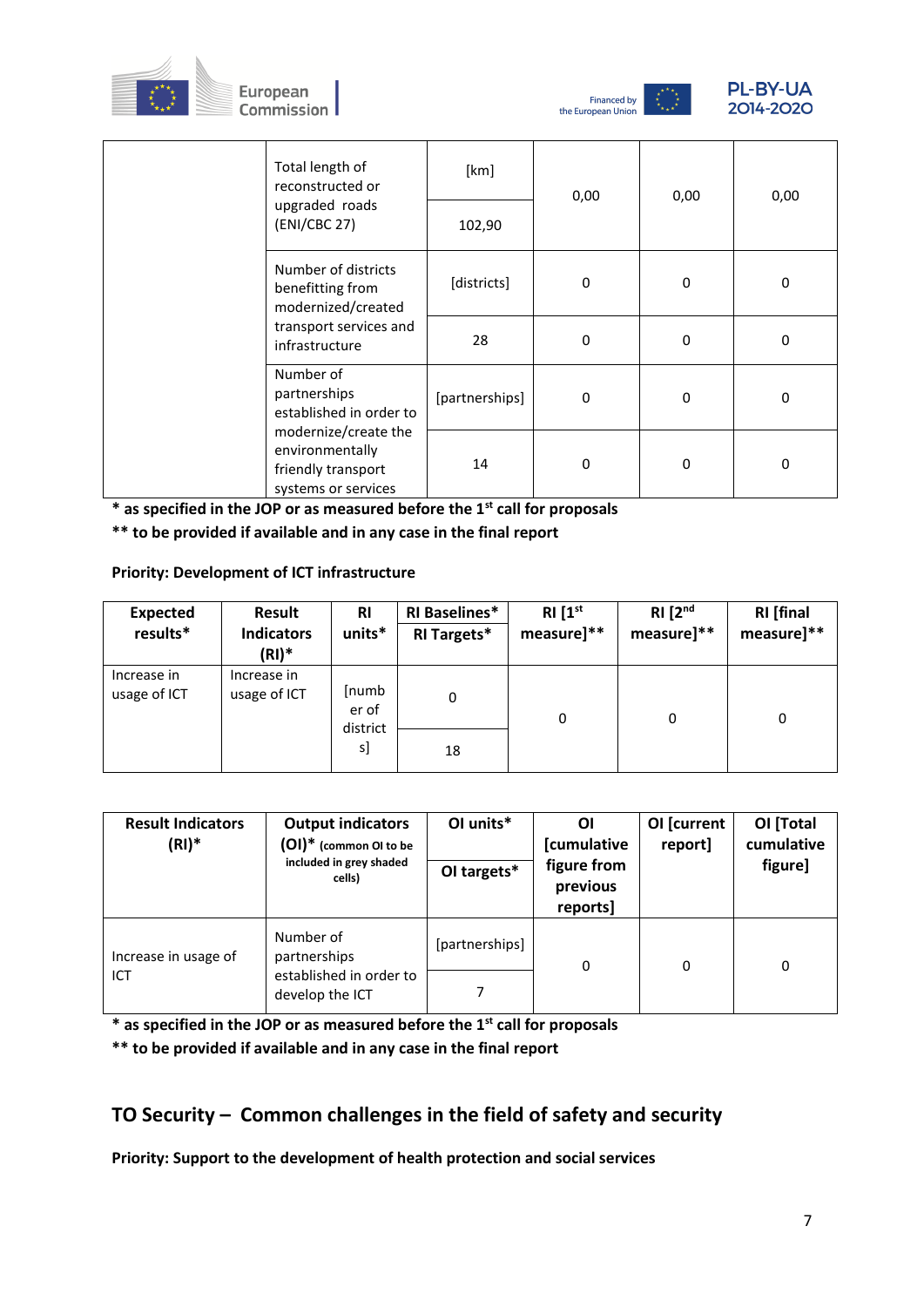| | | | | | |
|---|---|---|---|---|---|
| | Total length of reconstructed or upgraded roads (ENI/CBC 27) | [km] | 0,00 | 0,00 | 0,00 |
| | | 102,90 | | | |
| | Number of districts benefitting from modernized/created transport services and infrastructure | [districts] | 0 | 0 | 0 |
| | | 28 | 0 | 0 | 0 |
| | Number of partnerships established in order to modernize/create the environmentally friendly transport systems or services | [partnerships] | 0 | 0 | 0 |
| | | 14 | 0 | 0 | 0 |

**\* as specified in the JOP or as measured before the 1st call for proposals**

**\*\* to be provided if available and in any case in the final report**

**Priority: Development of ICT infrastructure**

| Expected results* | Result Indicators (RI)* | RI units* | RI Baselines* / RI Targets* | RI [1st measure]** | RI [2nd measure]** | RI [final measure]** |
|---|---|---|---|---|---|---|
| Increase in usage of ICT | Increase in usage of ICT | [number of districts] | 0 | 0 | 0 | 0 |
| | | | 18 | | | |

| Result Indicators (RI)* | Output indicators (OI)* (common OI to be included in grey shaded cells) | OI units* / OI targets* | OI [cumulative figure from previous reports] | OI [current report] | OI [Total cumulative figure] |
|---|---|---|---|---|---|
| Increase in usage of ICT | Number of partnerships established in order to develop the ICT | [partnerships] | 0 | 0 | 0 |
| | | 7 | | | |

**\* as specified in the JOP or as measured before the 1st call for proposals**

**\*\* to be provided if available and in any case in the final report**

## TO Security – Common challenges in the field of safety and security

**Priority: Support to the development of health protection and social services**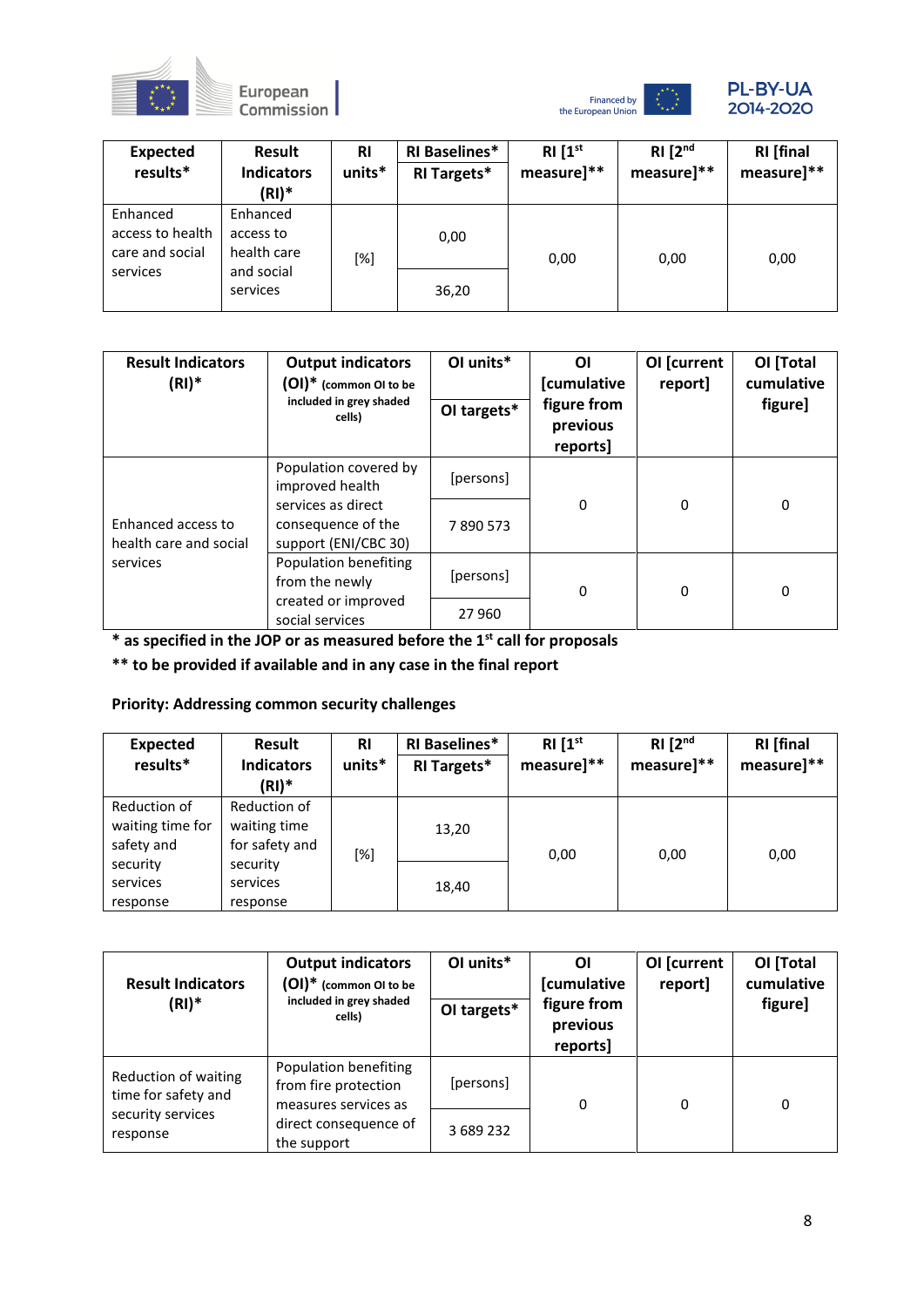| Expected results* | Result Indicators (RI)* | RI units* | RI Baselines* / RI Targets* | RI [1st measure]** | RI [2nd measure]** | RI [final measure]** |
|---|---|---|---|---|---|---|
| Enhanced access to health care and social services | Enhanced access to health care and social services | [%] | 0,00 | 0,00 | 0,00 | 0,00 |
| | | | 36,20 | | | |

| Result Indicators (RI)* | Output indicators (OI)* (common OI to be included in grey shaded cells) | OI units* / OI targets* | OI [cumulative figure from previous reports] | OI [current report] | OI [Total cumulative figure] |
|---|---|---|---|---|---|
| Enhanced access to health care and social services | Population covered by improved health services as direct consequence of the support (ENI/CBC 30) | [persons] | 0 | 0 | 0 |
| | | 7 890 573 | | | |
| | Population benefiting from the newly created or improved social services | [persons] | 0 | 0 | 0 |
| | | 27 960 | | | |

**\* as specified in the JOP or as measured before the 1st call for proposals**

**\*\* to be provided if available and in any case in the final report**

**Priority: Addressing common security challenges**

| Expected results* | Result Indicators (RI)* | RI units* | RI Baselines* / RI Targets* | RI [1st measure]** | RI [2nd measure]** | RI [final measure]** |
|---|---|---|---|---|---|---|
| Reduction of waiting time for safety and security services response | Reduction of waiting time for safety and security services response | [%] | 13,20 | 0,00 | 0,00 | 0,00 |
| | | | 18,40 | | | |

| Result Indicators (RI)* | Output indicators (OI)* (common OI to be included in grey shaded cells) | OI units* / OI targets* | OI [cumulative figure from previous reports] | OI [current report] | OI [Total cumulative figure] |
|---|---|---|---|---|---|
| Reduction of waiting time for safety and security services response | Population benefiting from fire protection measures services as direct consequence of the support | [persons] | 0 | 0 | 0 |
| | | 3 689 232 | | | |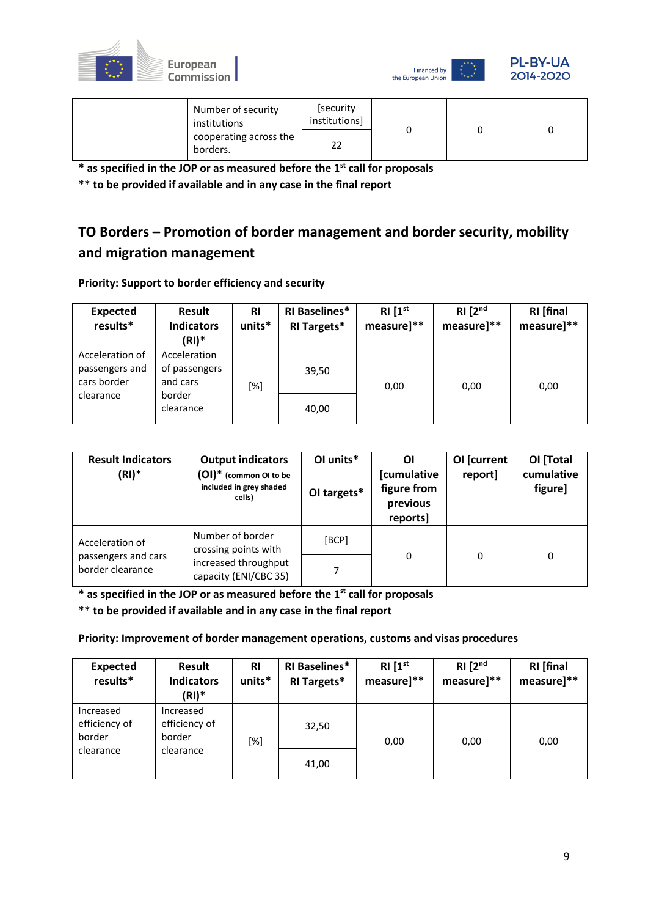| | Number of security institutions cooperating across the borders. | [security institutions] | 0 | 0 | 0 |
|---|---|---|---|---|---|
| | | 22 | | | |

**\* as specified in the JOP or as measured before the 1st call for proposals**

**\*\* to be provided if available and in any case in the final report**

## TO Borders – Promotion of border management and border security, mobility and migration management

**Priority: Support to border efficiency and security**

| Expected results* | Result Indicators (RI)* | RI units* | RI Baselines* / RI Targets* | RI [1st measure]** | RI [2nd measure]** | RI [final measure]** |
|---|---|---|---|---|---|---|
| Acceleration of passengers and cars border clearance | Acceleration of passengers and cars border clearance | [%] | 39,50 | 0,00 | 0,00 | 0,00 |
| | | | 40,00 | | | |

| Result Indicators (RI)* | Output indicators (OI)* (common OI to be included in grey shaded cells) | OI units* / OI targets* | OI [cumulative figure from previous reports] | OI [current report] | OI [Total cumulative figure] |
|---|---|---|---|---|---|
| Acceleration of passengers and cars border clearance | Number of border crossing points with increased throughput capacity (ENI/CBC 35) | [BCP] | 0 | 0 | 0 |
| | | 7 | | | |

**\* as specified in the JOP or as measured before the 1st call for proposals**

**\*\* to be provided if available and in any case in the final report**

**Priority: Improvement of border management operations, customs and visas procedures**

| Expected results* | Result Indicators (RI)* | RI units* | RI Baselines* / RI Targets* | RI [1st measure]** | RI [2nd measure]** | RI [final measure]** |
|---|---|---|---|---|---|---|
| Increased efficiency of border clearance | Increased efficiency of border clearance | [%] | 32,50 | 0,00 | 0,00 | 0,00 |
| | | | 41,00 | | | |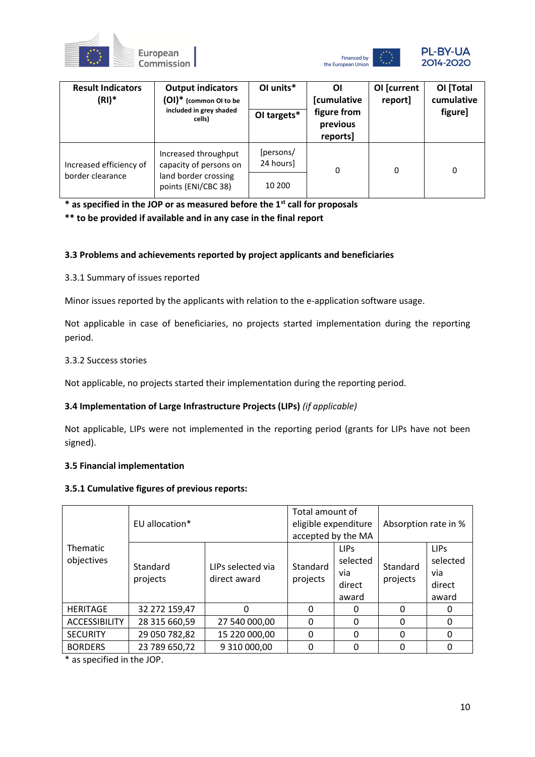| Result Indicators (RI)* | Output indicators (OI)* (common OI to be included in grey shaded cells) | OI units* / OI targets* | OI [cumulative figure from previous reports] | OI [current report] | OI [Total cumulative figure] |
|---|---|---|---|---|---|
| Increased efficiency of border clearance | Increased throughput capacity of persons on land border crossing points (ENI/CBC 38) | [persons/ 24 hours] / 10 200 | 0 | 0 | 0 |

**\* as specified in the JOP or as measured before the 1st call for proposals**

**\*\* to be provided if available and in any case in the final report**

### 3.3 Problems and achievements reported by project applicants and beneficiaries

3.3.1 Summary of issues reported

Minor issues reported by the applicants with relation to the e-application software usage.

Not applicable in case of beneficiaries, no projects started implementation during the reporting period.

3.3.2 Success stories

Not applicable, no projects started their implementation during the reporting period.

### 3.4 Implementation of Large Infrastructure Projects (LIPs) *(if applicable)*

Not applicable, LIPs were not implemented in the reporting period (grants for LIPs have not been signed).

### 3.5 Financial implementation

#### 3.5.1 Cumulative figures of previous reports:

| Thematic objectives | EU allocation* | | Total amount of eligible expenditure accepted by the MA | | Absorption rate in % | |
|---|---|---|---|---|---|---|
| | Standard projects | LIPs selected via direct award | Standard projects | LIPs selected via direct award | Standard projects | LIPs selected via direct award |
| HERITAGE | 32 272 159,47 | 0 | 0 | 0 | 0 | 0 |
| ACCESSIBILITY | 28 315 660,59 | 27 540 000,00 | 0 | 0 | 0 | 0 |
| SECURITY | 29 050 782,82 | 15 220 000,00 | 0 | 0 | 0 | 0 |
| BORDERS | 23 789 650,72 | 9 310 000,00 | 0 | 0 | 0 | 0 |

\* as specified in the JOP.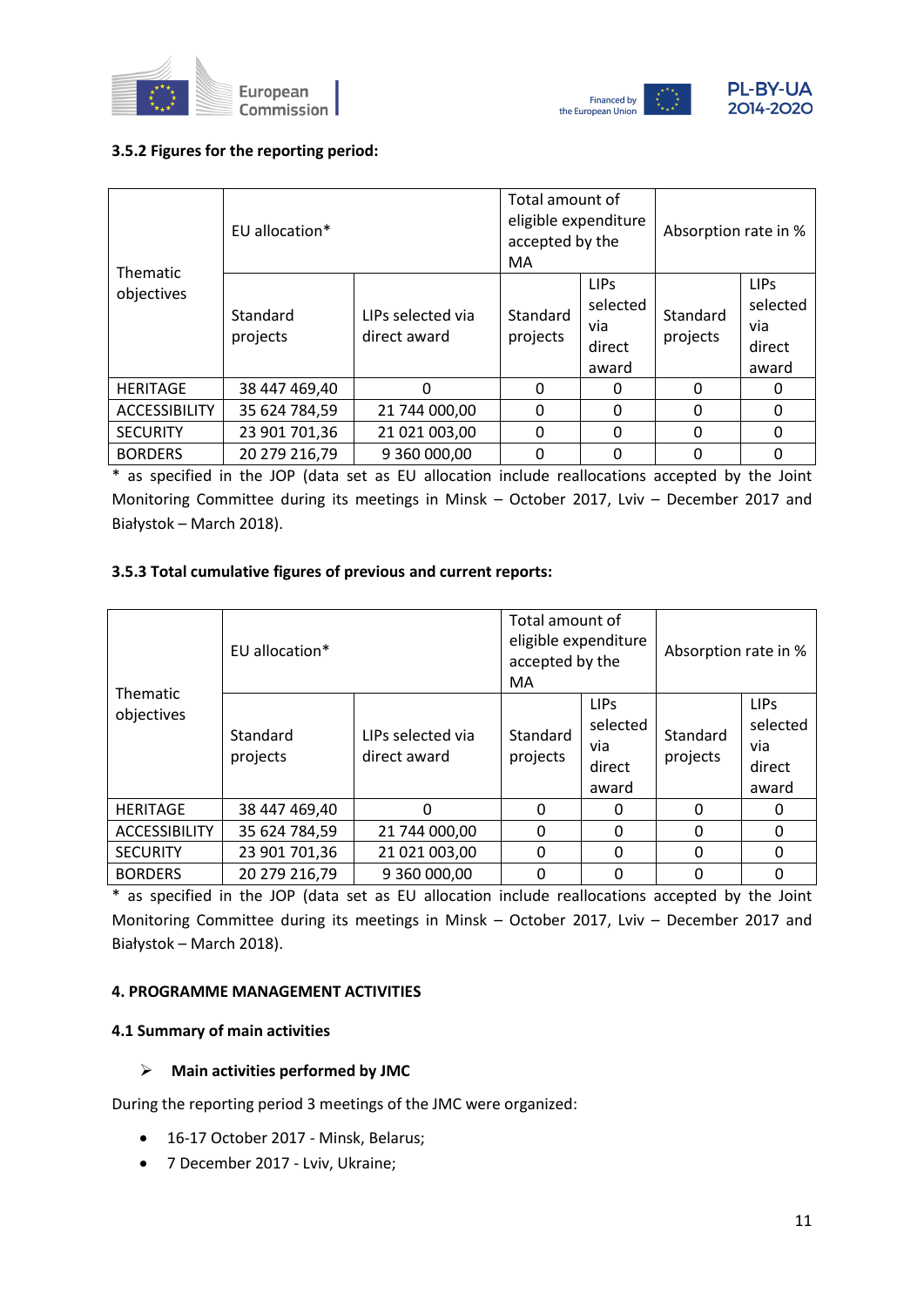### 3.5.2 Figures for the reporting period:

| Thematic objectives | EU allocation* | | Total amount of eligible expenditure accepted by the MA | | Absorption rate in % | |
|---|---|---|---|---|---|---|
| | Standard projects | LIPs selected via direct award | Standard projects | LIPs selected via direct award | Standard projects | LIPs selected via direct award |
| HERITAGE | 38 447 469,40 | 0 | 0 | 0 | 0 | 0 |
| ACCESSIBILITY | 35 624 784,59 | 21 744 000,00 | 0 | 0 | 0 | 0 |
| SECURITY | 23 901 701,36 | 21 021 003,00 | 0 | 0 | 0 | 0 |
| BORDERS | 20 279 216,79 | 9 360 000,00 | 0 | 0 | 0 | 0 |

* as specified in the JOP (data set as EU allocation include reallocations accepted by the Joint Monitoring Committee during its meetings in Minsk – October 2017, Lviv – December 2017 and Białystok – March 2018).

### 3.5.3 Total cumulative figures of previous and current reports:

| Thematic objectives | EU allocation* | | Total amount of eligible expenditure accepted by the MA | | Absorption rate in % | |
|---|---|---|---|---|---|---|
| | Standard projects | LIPs selected via direct award | Standard projects | LIPs selected via direct award | Standard projects | LIPs selected via direct award |
| HERITAGE | 38 447 469,40 | 0 | 0 | 0 | 0 | 0 |
| ACCESSIBILITY | 35 624 784,59 | 21 744 000,00 | 0 | 0 | 0 | 0 |
| SECURITY | 23 901 701,36 | 21 021 003,00 | 0 | 0 | 0 | 0 |
| BORDERS | 20 279 216,79 | 9 360 000,00 | 0 | 0 | 0 | 0 |

* as specified in the JOP (data set as EU allocation include reallocations accepted by the Joint Monitoring Committee during its meetings in Minsk – October 2017, Lviv – December 2017 and Białystok – March 2018).

## 4. PROGRAMME MANAGEMENT ACTIVITIES

### 4.1 Summary of main activities

➢ **Main activities performed by JMC**

During the reporting period 3 meetings of the JMC were organized:

- 16-17 October 2017 - Minsk, Belarus;
- 7 December 2017 - Lviv, Ukraine;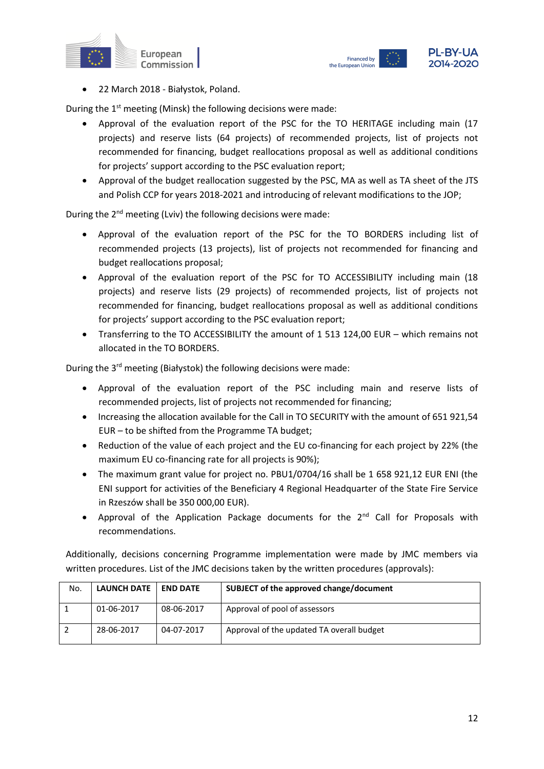- 22 March 2018 - Białystok, Poland.

During the 1st meeting (Minsk) the following decisions were made:

- Approval of the evaluation report of the PSC for the TO HERITAGE including main (17 projects) and reserve lists (64 projects) of recommended projects, list of projects not recommended for financing, budget reallocations proposal as well as additional conditions for projects' support according to the PSC evaluation report;
- Approval of the budget reallocation suggested by the PSC, MA as well as TA sheet of the JTS and Polish CCP for years 2018-2021 and introducing of relevant modifications to the JOP;

During the 2nd meeting (Lviv) the following decisions were made:

- Approval of the evaluation report of the PSC for the TO BORDERS including list of recommended projects (13 projects), list of projects not recommended for financing and budget reallocations proposal;
- Approval of the evaluation report of the PSC for TO ACCESSIBILITY including main (18 projects) and reserve lists (29 projects) of recommended projects, list of projects not recommended for financing, budget reallocations proposal as well as additional conditions for projects' support according to the PSC evaluation report;
- Transferring to the TO ACCESSIBILITY the amount of 1 513 124,00 EUR – which remains not allocated in the TO BORDERS.

During the 3rd meeting (Białystok) the following decisions were made:

- Approval of the evaluation report of the PSC including main and reserve lists of recommended projects, list of projects not recommended for financing;
- Increasing the allocation available for the Call in TO SECURITY with the amount of 651 921,54 EUR – to be shifted from the Programme TA budget;
- Reduction of the value of each project and the EU co-financing for each project by 22% (the maximum EU co-financing rate for all projects is 90%);
- The maximum grant value for project no. PBU1/0704/16 shall be 1 658 921,12 EUR ENI (the ENI support for activities of the Beneficiary 4 Regional Headquarter of the State Fire Service in Rzeszów shall be 350 000,00 EUR).
- Approval of the Application Package documents for the 2nd Call for Proposals with recommendations.

Additionally, decisions concerning Programme implementation were made by JMC members via written procedures. List of the JMC decisions taken by the written procedures (approvals):

| No. | LAUNCH DATE | END DATE | SUBJECT of the approved change/document |
|---|---|---|---|
| 1 | 01-06-2017 | 08-06-2017 | Approval of pool of assessors |
| 2 | 28-06-2017 | 04-07-2017 | Approval of the updated TA overall budget |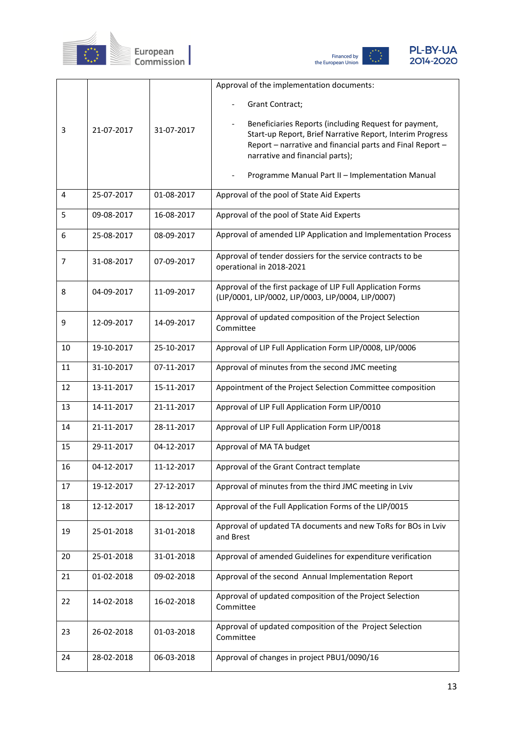| | | | |
|---|---|---|---|
| 3 | 21-07-2017 | 31-07-2017 | Approval of the implementation documents:<br>- Grant Contract;<br>- Beneficiaries Reports (including Request for payment, Start-up Report, Brief Narrative Report, Interim Progress Report – narrative and financial parts and Final Report – narrative and financial parts);<br>- Programme Manual Part II – Implementation Manual |
| 4 | 25-07-2017 | 01-08-2017 | Approval of the pool of State Aid Experts |
| 5 | 09-08-2017 | 16-08-2017 | Approval of the pool of State Aid Experts |
| 6 | 25-08-2017 | 08-09-2017 | Approval of amended LIP Application and Implementation Process |
| 7 | 31-08-2017 | 07-09-2017 | Approval of tender dossiers for the service contracts to be operational in 2018-2021 |
| 8 | 04-09-2017 | 11-09-2017 | Approval of the first package of LIP Full Application Forms (LIP/0001, LIP/0002, LIP/0003, LIP/0004, LIP/0007) |
| 9 | 12-09-2017 | 14-09-2017 | Approval of updated composition of the Project Selection Committee |
| 10 | 19-10-2017 | 25-10-2017 | Approval of LIP Full Application Form LIP/0008, LIP/0006 |
| 11 | 31-10-2017 | 07-11-2017 | Approval of minutes from the second JMC meeting |
| 12 | 13-11-2017 | 15-11-2017 | Appointment of the Project Selection Committee composition |
| 13 | 14-11-2017 | 21-11-2017 | Approval of LIP Full Application Form LIP/0010 |
| 14 | 21-11-2017 | 28-11-2017 | Approval of LIP Full Application Form LIP/0018 |
| 15 | 29-11-2017 | 04-12-2017 | Approval of MA TA budget |
| 16 | 04-12-2017 | 11-12-2017 | Approval of the Grant Contract template |
| 17 | 19-12-2017 | 27-12-2017 | Approval of minutes from the third JMC meeting in Lviv |
| 18 | 12-12-2017 | 18-12-2017 | Approval of the Full Application Forms of the LIP/0015 |
| 19 | 25-01-2018 | 31-01-2018 | Approval of updated TA documents and new ToRs for BOs in Lviv and Brest |
| 20 | 25-01-2018 | 31-01-2018 | Approval of amended Guidelines for expenditure verification |
| 21 | 01-02-2018 | 09-02-2018 | Approval of the second Annual Implementation Report |
| 22 | 14-02-2018 | 16-02-2018 | Approval of updated composition of the Project Selection Committee |
| 23 | 26-02-2018 | 01-03-2018 | Approval of updated composition of the Project Selection Committee |
| 24 | 28-02-2018 | 06-03-2018 | Approval of changes in project PBU1/0090/16 |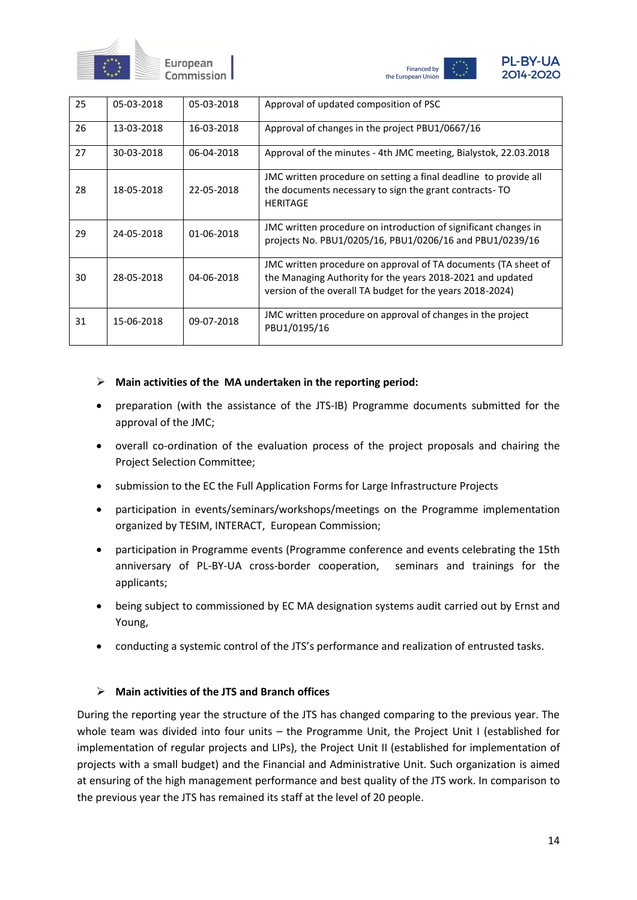| 25 | 05-03-2018 | 05-03-2018 | Approval of updated composition of PSC |
|---|---|---|---|
| 26 | 13-03-2018 | 16-03-2018 | Approval of changes in the project PBU1/0667/16 |
| 27 | 30-03-2018 | 06-04-2018 | Approval of the minutes - 4th JMC meeting, Bialystok, 22.03.2018 |
| 28 | 18-05-2018 | 22-05-2018 | JMC written procedure on setting a final deadline to provide all the documents necessary to sign the grant contracts- TO HERITAGE |
| 29 | 24-05-2018 | 01-06-2018 | JMC written procedure on introduction of significant changes in projects No. PBU1/0205/16, PBU1/0206/16 and PBU1/0239/16 |
| 30 | 28-05-2018 | 04-06-2018 | JMC written procedure on approval of TA documents (TA sheet of the Managing Authority for the years 2018-2021 and updated version of the overall TA budget for the years 2018-2024) |
| 31 | 15-06-2018 | 09-07-2018 | JMC written procedure on approval of changes in the project PBU1/0195/16 |

- **Main activities of the MA undertaken in the reporting period:**

- preparation (with the assistance of the JTS-IB) Programme documents submitted for the approval of the JMC;
- overall co-ordination of the evaluation process of the project proposals and chairing the Project Selection Committee;
- submission to the EC the Full Application Forms for Large Infrastructure Projects
- participation in events/seminars/workshops/meetings on the Programme implementation organized by TESIM, INTERACT, European Commission;
- participation in Programme events (Programme conference and events celebrating the 15th anniversary of PL-BY-UA cross-border cooperation, seminars and trainings for the applicants;
- being subject to commissioned by EC MA designation systems audit carried out by Ernst and Young,
- conducting a systemic control of the JTS's performance and realization of entrusted tasks.

- **Main activities of the JTS and Branch offices**

During the reporting year the structure of the JTS has changed comparing to the previous year. The whole team was divided into four units – the Programme Unit, the Project Unit I (established for implementation of regular projects and LIPs), the Project Unit II (established for implementation of projects with a small budget) and the Financial and Administrative Unit. Such organization is aimed at ensuring of the high management performance and best quality of the JTS work. In comparison to the previous year the JTS has remained its staff at the level of 20 people.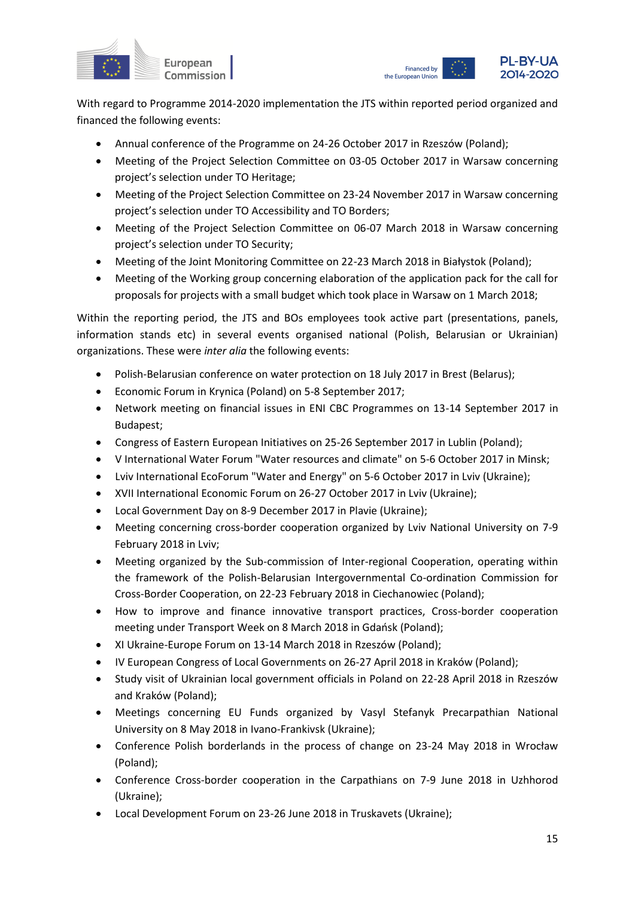With regard to Programme 2014-2020 implementation the JTS within reported period organized and financed the following events:

- Annual conference of the Programme on 24-26 October 2017 in Rzeszów (Poland);
- Meeting of the Project Selection Committee on 03-05 October 2017 in Warsaw concerning project's selection under TO Heritage;
- Meeting of the Project Selection Committee on 23-24 November 2017 in Warsaw concerning project's selection under TO Accessibility and TO Borders;
- Meeting of the Project Selection Committee on 06-07 March 2018 in Warsaw concerning project's selection under TO Security;
- Meeting of the Joint Monitoring Committee on 22-23 March 2018 in Białystok (Poland);
- Meeting of the Working group concerning elaboration of the application pack for the call for proposals for projects with a small budget which took place in Warsaw on 1 March 2018;

Within the reporting period, the JTS and BOs employees took active part (presentations, panels, information stands etc) in several events organised national (Polish, Belarusian or Ukrainian) organizations. These were *inter alia* the following events:

- Polish-Belarusian conference on water protection on 18 July 2017 in Brest (Belarus);
- Economic Forum in Krynica (Poland) on 5-8 September 2017;
- Network meeting on financial issues in ENI CBC Programmes on 13-14 September 2017 in Budapest;
- Congress of Eastern European Initiatives on 25-26 September 2017 in Lublin (Poland);
- V International Water Forum "Water resources and climate" on 5-6 October 2017 in Minsk;
- Lviv International EcoForum "Water and Energy" on 5-6 October 2017 in Lviv (Ukraine);
- XVII International Economic Forum on 26-27 October 2017 in Lviv (Ukraine);
- Local Government Day on 8-9 December 2017 in Plavie (Ukraine);
- Meeting concerning cross-border cooperation organized by Lviv National University on 7-9 February 2018 in Lviv;
- Meeting organized by the Sub-commission of Inter-regional Cooperation, operating within the framework of the Polish-Belarusian Intergovernmental Co-ordination Commission for Cross-Border Cooperation, on 22-23 February 2018 in Ciechanowiec (Poland);
- How to improve and finance innovative transport practices, Cross-border cooperation meeting under Transport Week on 8 March 2018 in Gdańsk (Poland);
- XI Ukraine-Europe Forum on 13-14 March 2018 in Rzeszów (Poland);
- IV European Congress of Local Governments on 26-27 April 2018 in Kraków (Poland);
- Study visit of Ukrainian local government officials in Poland on 22-28 April 2018 in Rzeszów and Kraków (Poland);
- Meetings concerning EU Funds organized by Vasyl Stefanyk Precarpathian National University on 8 May 2018 in Ivano-Frankivsk (Ukraine);
- Conference Polish borderlands in the process of change on 23-24 May 2018 in Wrocław (Poland);
- Conference Cross-border cooperation in the Carpathians on 7-9 June 2018 in Uzhhorod (Ukraine);
- Local Development Forum on 23-26 June 2018 in Truskavets (Ukraine);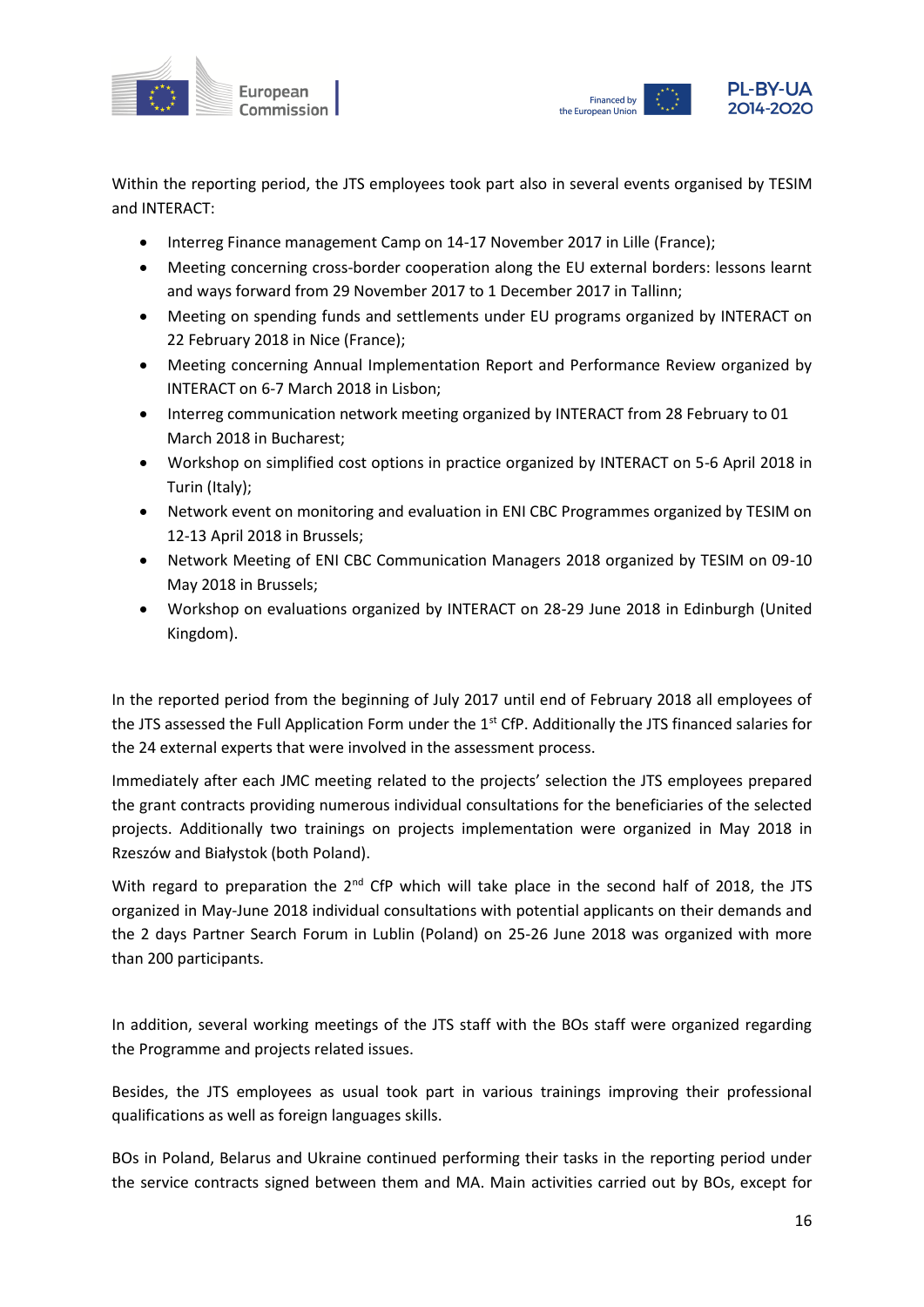Within the reporting period, the JTS employees took part also in several events organised by TESIM and INTERACT:

- Interreg Finance management Camp on 14-17 November 2017 in Lille (France);
- Meeting concerning cross-border cooperation along the EU external borders: lessons learnt and ways forward from 29 November 2017 to 1 December 2017 in Tallinn;
- Meeting on spending funds and settlements under EU programs organized by INTERACT on 22 February 2018 in Nice (France);
- Meeting concerning Annual Implementation Report and Performance Review organized by INTERACT on 6-7 March 2018 in Lisbon;
- Interreg communication network meeting organized by INTERACT from 28 February to 01 March 2018 in Bucharest;
- Workshop on simplified cost options in practice organized by INTERACT on 5-6 April 2018 in Turin (Italy);
- Network event on monitoring and evaluation in ENI CBC Programmes organized by TESIM on 12-13 April 2018 in Brussels;
- Network Meeting of ENI CBC Communication Managers 2018 organized by TESIM on 09-10 May 2018 in Brussels;
- Workshop on evaluations organized by INTERACT on 28-29 June 2018 in Edinburgh (United Kingdom).

In the reported period from the beginning of July 2017 until end of February 2018 all employees of the JTS assessed the Full Application Form under the 1st CfP. Additionally the JTS financed salaries for the 24 external experts that were involved in the assessment process.

Immediately after each JMC meeting related to the projects' selection the JTS employees prepared the grant contracts providing numerous individual consultations for the beneficiaries of the selected projects. Additionally two trainings on projects implementation were organized in May 2018 in Rzeszów and Białystok (both Poland).

With regard to preparation the 2nd CfP which will take place in the second half of 2018, the JTS organized in May-June 2018 individual consultations with potential applicants on their demands and the 2 days Partner Search Forum in Lublin (Poland) on 25-26 June 2018 was organized with more than 200 participants.

In addition, several working meetings of the JTS staff with the BOs staff were organized regarding the Programme and projects related issues.

Besides, the JTS employees as usual took part in various trainings improving their professional qualifications as well as foreign languages skills.

BOs in Poland, Belarus and Ukraine continued performing their tasks in the reporting period under the service contracts signed between them and MA. Main activities carried out by BOs, except for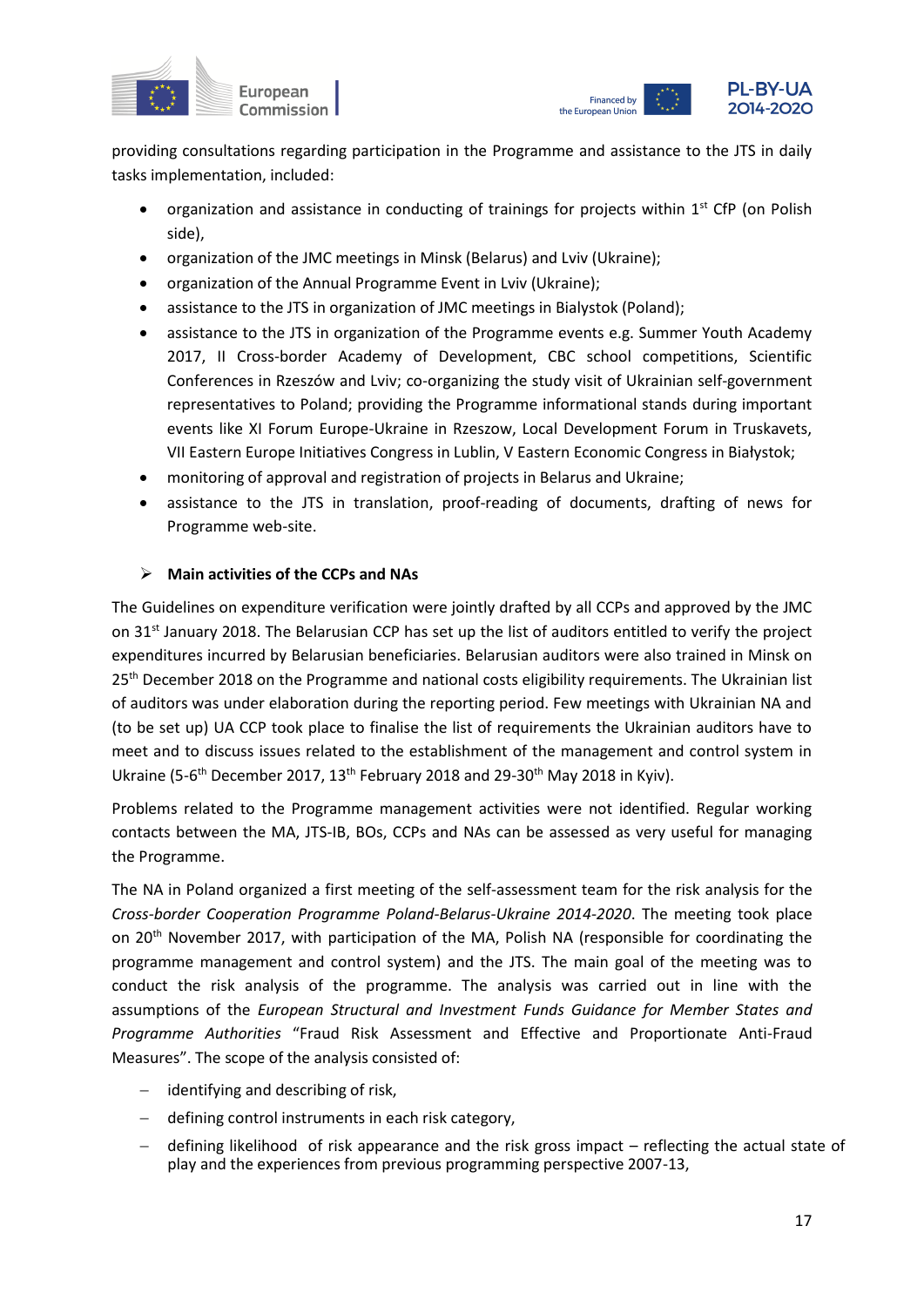providing consultations regarding participation in the Programme and assistance to the JTS in daily tasks implementation, included:

- organization and assistance in conducting of trainings for projects within 1st CfP (on Polish side),
- organization of the JMC meetings in Minsk (Belarus) and Lviv (Ukraine);
- organization of the Annual Programme Event in Lviv (Ukraine);
- assistance to the JTS in organization of JMC meetings in Bialystok (Poland);
- assistance to the JTS in organization of the Programme events e.g. Summer Youth Academy 2017, II Cross-border Academy of Development, CBC school competitions, Scientific Conferences in Rzeszów and Lviv; co-organizing the study visit of Ukrainian self-government representatives to Poland; providing the Programme informational stands during important events like XI Forum Europe-Ukraine in Rzeszow, Local Development Forum in Truskavets, VII Eastern Europe Initiatives Congress in Lublin, V Eastern Economic Congress in Białystok;
- monitoring of approval and registration of projects in Belarus and Ukraine;
- assistance to the JTS in translation, proof-reading of documents, drafting of news for Programme web-site.

➢ **Main activities of the CCPs and NAs**

The Guidelines on expenditure verification were jointly drafted by all CCPs and approved by the JMC on 31st January 2018. The Belarusian CCP has set up the list of auditors entitled to verify the project expenditures incurred by Belarusian beneficiaries. Belarusian auditors were also trained in Minsk on 25th December 2018 on the Programme and national costs eligibility requirements. The Ukrainian list of auditors was under elaboration during the reporting period. Few meetings with Ukrainian NA and (to be set up) UA CCP took place to finalise the list of requirements the Ukrainian auditors have to meet and to discuss issues related to the establishment of the management and control system in Ukraine (5-6th December 2017, 13th February 2018 and 29-30th May 2018 in Kyiv).

Problems related to the Programme management activities were not identified. Regular working contacts between the MA, JTS-IB, BOs, CCPs and NAs can be assessed as very useful for managing the Programme.

The NA in Poland organized a first meeting of the self-assessment team for the risk analysis for the *Cross-border Cooperation Programme Poland-Belarus-Ukraine 2014-2020*. The meeting took place on 20th November 2017, with participation of the MA, Polish NA (responsible for coordinating the programme management and control system) and the JTS. The main goal of the meeting was to conduct the risk analysis of the programme. The analysis was carried out in line with the assumptions of the *European Structural and Investment Funds Guidance for Member States and Programme Authorities* "Fraud Risk Assessment and Effective and Proportionate Anti-Fraud Measures". The scope of the analysis consisted of:

- identifying and describing of risk,
- defining control instruments in each risk category,
- defining likelihood of risk appearance and the risk gross impact – reflecting the actual state of play and the experiences from previous programming perspective 2007-13,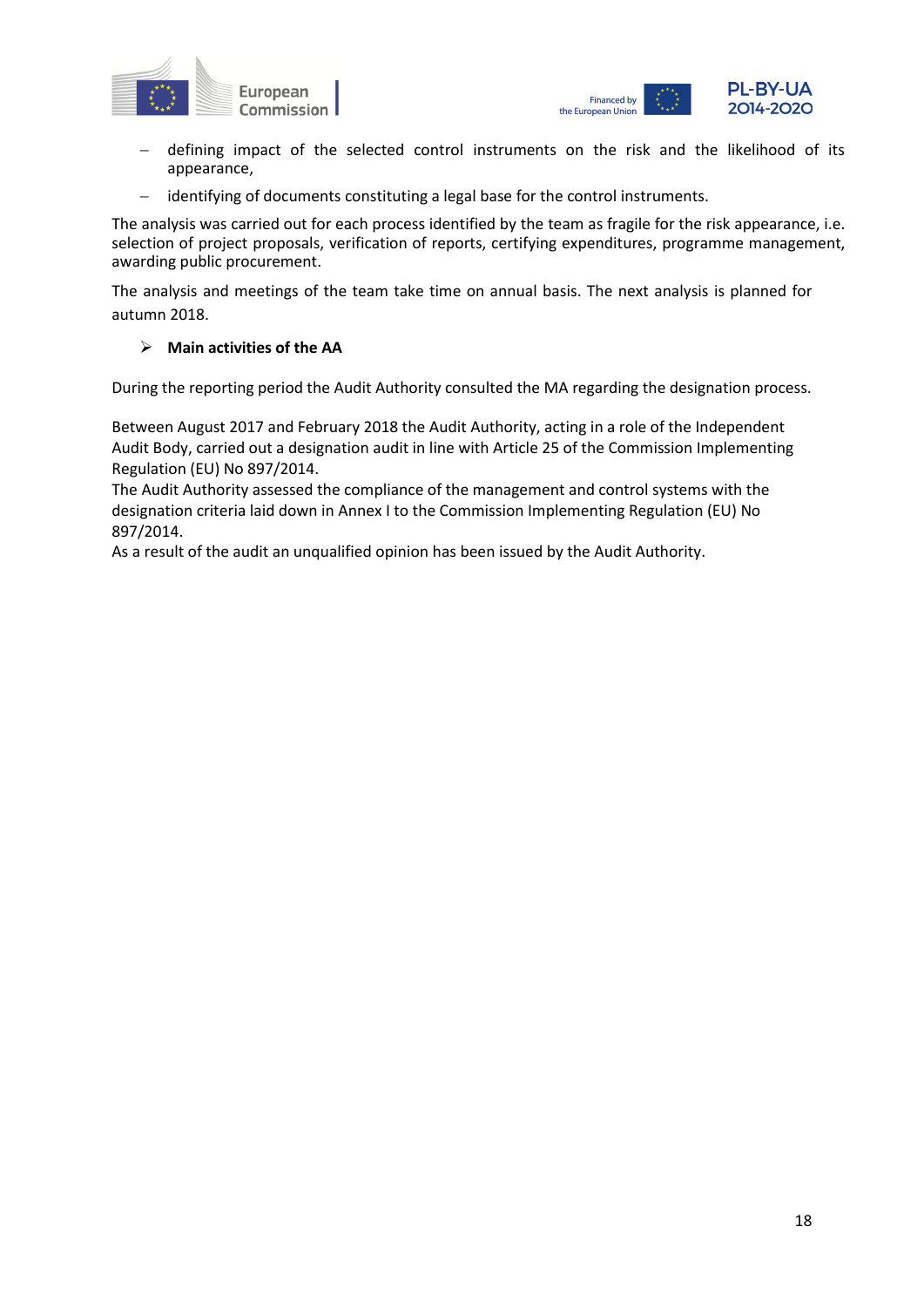- defining impact of the selected control instruments on the risk and the likelihood of its appearance,
- identifying of documents constituting a legal base for the control instruments.

The analysis was carried out for each process identified by the team as fragile for the risk appearance, i.e. selection of project proposals, verification of reports, certifying expenditures, programme management, awarding public procurement.

The analysis and meetings of the team take time on annual basis. The next analysis is planned for autumn 2018.

- **Main activities of the AA**

During the reporting period the Audit Authority consulted the MA regarding the designation process.

Between August 2017 and February 2018 the Audit Authority, acting in a role of the Independent Audit Body, carried out a designation audit in line with Article 25 of the Commission Implementing Regulation (EU) No 897/2014.
The Audit Authority assessed the compliance of the management and control systems with the designation criteria laid down in Annex I to the Commission Implementing Regulation (EU) No 897/2014.
As a result of the audit an unqualified opinion has been issued by the Audit Authority.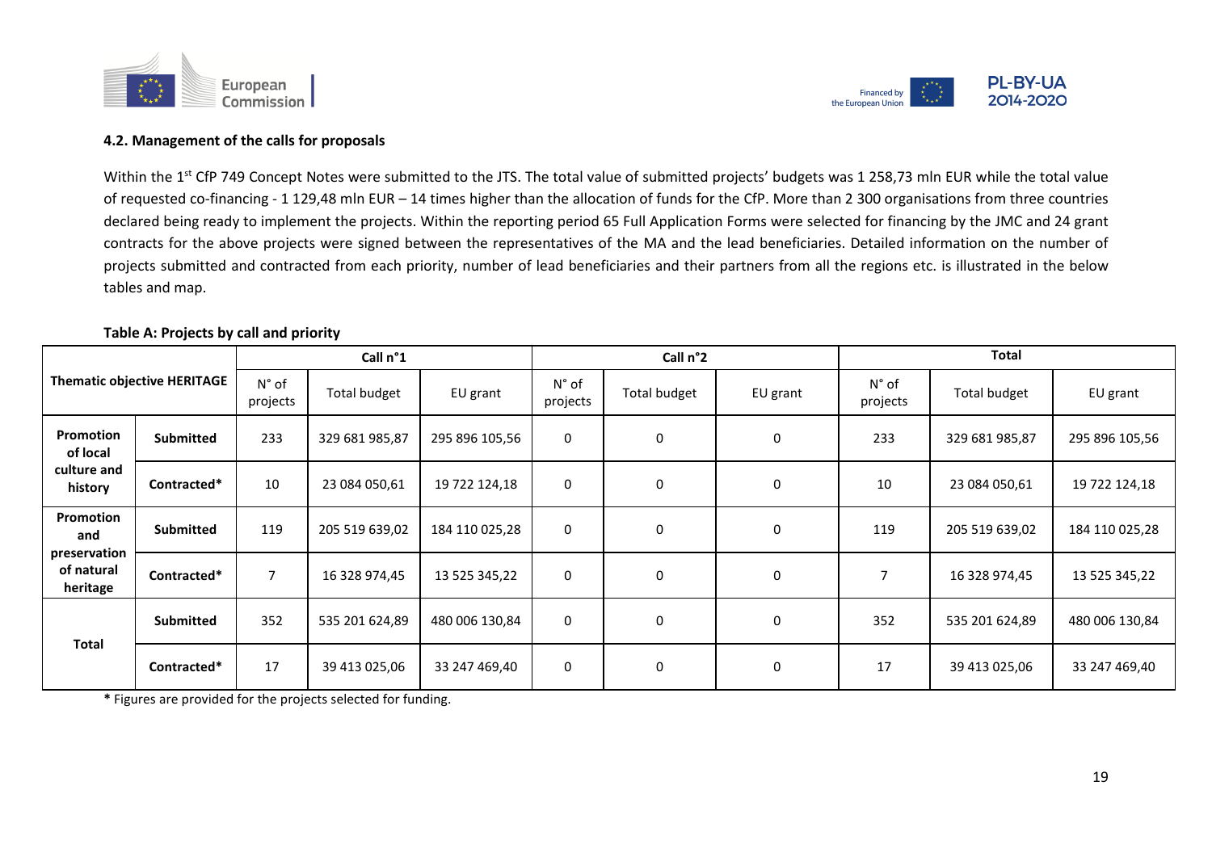### 4.2. Management of the calls for proposals

Within the 1st CfP 749 Concept Notes were submitted to the JTS. The total value of submitted projects' budgets was 1 258,73 mln EUR while the total value of requested co-financing - 1 129,48 mln EUR – 14 times higher than the allocation of funds for the CfP. More than 2 300 organisations from three countries declared being ready to implement the projects. Within the reporting period 65 Full Application Forms were selected for financing by the JMC and 24 grant contracts for the above projects were signed between the representatives of the MA and the lead beneficiaries. Detailed information on the number of projects submitted and contracted from each priority, number of lead beneficiaries and their partners from all the regions etc. is illustrated in the below tables and map.

**Table A: Projects by call and priority**

| Thematic objective HERITAGE | | Call n°1 | | | Call n°2 | | | Total | | |
|---|---|---|---|---|---|---|---|---|---|---|
| | | N° of projects | Total budget | EU grant | N° of projects | Total budget | EU grant | N° of projects | Total budget | EU grant |
| **Promotion of local culture and history** | **Submitted** | 233 | 329 681 985,87 | 295 896 105,56 | 0 | 0 | 0 | 233 | 329 681 985,87 | 295 896 105,56 |
| | **Contracted*** | 10 | 23 084 050,61 | 19 722 124,18 | 0 | 0 | 0 | 10 | 23 084 050,61 | 19 722 124,18 |
| **Promotion and preservation of natural heritage** | **Submitted** | 119 | 205 519 639,02 | 184 110 025,28 | 0 | 0 | 0 | 119 | 205 519 639,02 | 184 110 025,28 |
| | **Contracted*** | 7 | 16 328 974,45 | 13 525 345,22 | 0 | 0 | 0 | 7 | 16 328 974,45 | 13 525 345,22 |
| **Total** | **Submitted** | 352 | 535 201 624,89 | 480 006 130,84 | 0 | 0 | 0 | 352 | 535 201 624,89 | 480 006 130,84 |
| | **Contracted*** | 17 | 39 413 025,06 | 33 247 469,40 | 0 | 0 | 0 | 17 | 39 413 025,06 | 33 247 469,40 |

**\*** Figures are provided for the projects selected for funding.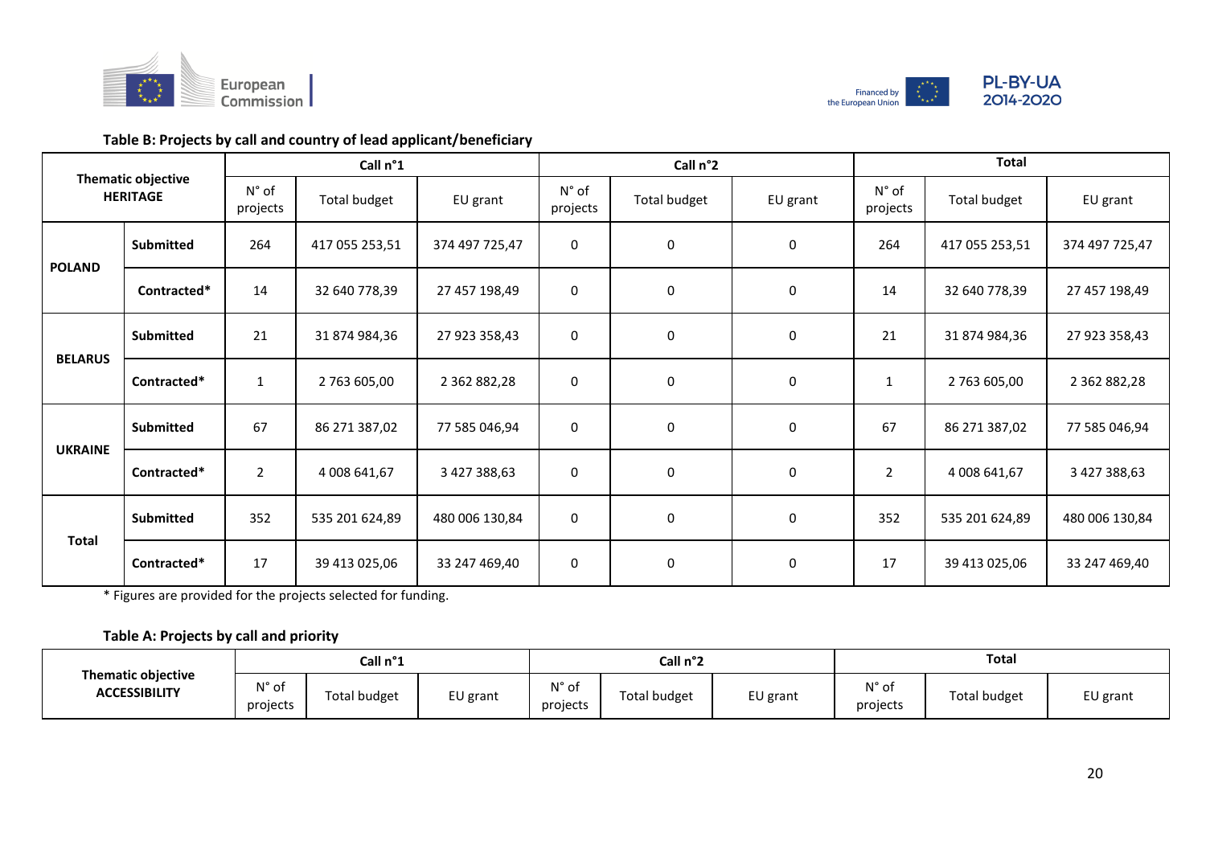**Table B: Projects by call and country of lead applicant/beneficiary**

| Thematic objective HERITAGE | | Call n°1 | | | Call n°2 | | | Total | | |
|---|---|---|---|---|---|---|---|---|---|---|
| | | N° of projects | Total budget | EU grant | N° of projects | Total budget | EU grant | N° of projects | Total budget | EU grant |
| POLAND | Submitted | 264 | 417 055 253,51 | 374 497 725,47 | 0 | 0 | 0 | 264 | 417 055 253,51 | 374 497 725,47 |
| | Contracted* | 14 | 32 640 778,39 | 27 457 198,49 | 0 | 0 | 0 | 14 | 32 640 778,39 | 27 457 198,49 |
| BELARUS | Submitted | 21 | 31 874 984,36 | 27 923 358,43 | 0 | 0 | 0 | 21 | 31 874 984,36 | 27 923 358,43 |
| | Contracted* | 1 | 2 763 605,00 | 2 362 882,28 | 0 | 0 | 0 | 1 | 2 763 605,00 | 2 362 882,28 |
| UKRAINE | Submitted | 67 | 86 271 387,02 | 77 585 046,94 | 0 | 0 | 0 | 67 | 86 271 387,02 | 77 585 046,94 |
| | Contracted* | 2 | 4 008 641,67 | 3 427 388,63 | 0 | 0 | 0 | 2 | 4 008 641,67 | 3 427 388,63 |
| Total | Submitted | 352 | 535 201 624,89 | 480 006 130,84 | 0 | 0 | 0 | 352 | 535 201 624,89 | 480 006 130,84 |
| | Contracted* | 17 | 39 413 025,06 | 33 247 469,40 | 0 | 0 | 0 | 17 | 39 413 025,06 | 33 247 469,40 |

* Figures are provided for the projects selected for funding.

**Table A: Projects by call and priority**

| Thematic objective ACCESSIBILITY | Call n°1 | | | Call n°2 | | | Total | | |
|---|---|---|---|---|---|---|---|---|---|
| | N° of projects | Total budget | EU grant | N° of projects | Total budget | EU grant | N° of projects | Total budget | EU grant |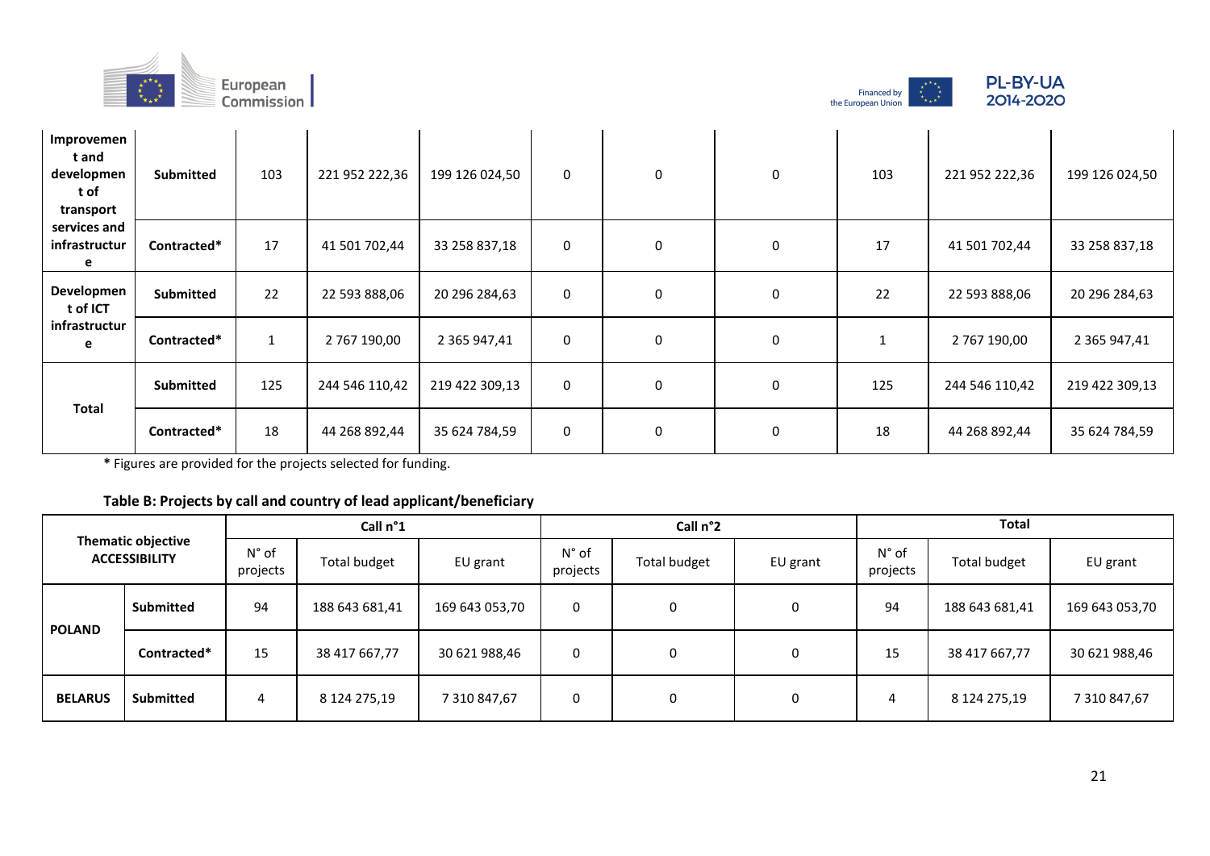| | | | | | | | | | | |
|---|---|---|---|---|---|---|---|---|---|---|
| **Improvement and development of transport services and infrastructure** | **Submitted** | 103 | 221 952 222,36 | 199 126 024,50 | 0 | 0 | 0 | 103 | 221 952 222,36 | 199 126 024,50 |
| | **Contracted*** | 17 | 41 501 702,44 | 33 258 837,18 | 0 | 0 | 0 | 17 | 41 501 702,44 | 33 258 837,18 |
| **Development of ICT infrastructure** | **Submitted** | 22 | 22 593 888,06 | 20 296 284,63 | 0 | 0 | 0 | 22 | 22 593 888,06 | 20 296 284,63 |
| | **Contracted*** | 1 | 2 767 190,00 | 2 365 947,41 | 0 | 0 | 0 | 1 | 2 767 190,00 | 2 365 947,41 |
| **Total** | **Submitted** | 125 | 244 546 110,42 | 219 422 309,13 | 0 | 0 | 0 | 125 | 244 546 110,42 | 219 422 309,13 |
| | **Contracted*** | 18 | 44 268 892,44 | 35 624 784,59 | 0 | 0 | 0 | 18 | 44 268 892,44 | 35 624 784,59 |

**\*** Figures are provided for the projects selected for funding.

**Table B: Projects by call and country of lead applicant/beneficiary**

| **Thematic objective ACCESSIBILITY** | | **Call n°1** | | | **Call n°2** | | | **Total** | | |
|---|---|---|---|---|---|---|---|---|---|---|
| | | N° of projects | Total budget | EU grant | N° of projects | Total budget | EU grant | N° of projects | Total budget | EU grant |
| **POLAND** | **Submitted** | 94 | 188 643 681,41 | 169 643 053,70 | 0 | 0 | 0 | 94 | 188 643 681,41 | 169 643 053,70 |
| | **Contracted*** | 15 | 38 417 667,77 | 30 621 988,46 | 0 | 0 | 0 | 15 | 38 417 667,77 | 30 621 988,46 |
| **BELARUS** | **Submitted** | 4 | 8 124 275,19 | 7 310 847,67 | 0 | 0 | 0 | 4 | 8 124 275,19 | 7 310 847,67 |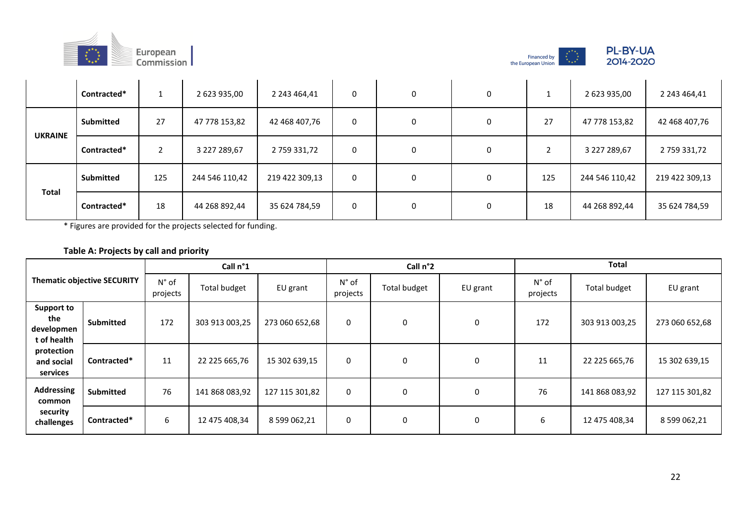| | | | | | | | | | | |
|---|---|---|---|---|---|---|---|---|---|---|
| | Contracted* | 1 | 2 623 935,00 | 2 243 464,41 | 0 | 0 | 0 | 1 | 2 623 935,00 | 2 243 464,41 |
| UKRAINE | Submitted | 27 | 47 778 153,82 | 42 468 407,76 | 0 | 0 | 0 | 27 | 47 778 153,82 | 42 468 407,76 |
| | Contracted* | 2 | 3 227 289,67 | 2 759 331,72 | 0 | 0 | 0 | 2 | 3 227 289,67 | 2 759 331,72 |
| Total | Submitted | 125 | 244 546 110,42 | 219 422 309,13 | 0 | 0 | 0 | 125 | 244 546 110,42 | 219 422 309,13 |
| | Contracted* | 18 | 44 268 892,44 | 35 624 784,59 | 0 | 0 | 0 | 18 | 44 268 892,44 | 35 624 784,59 |

* Figures are provided for the projects selected for funding.

**Table A: Projects by call and priority**

| Thematic objective SECURITY | | Call n°1 | | | Call n°2 | | | Total | | |
|---|---|---|---|---|---|---|---|---|---|---|
| | | N° of projects | Total budget | EU grant | N° of projects | Total budget | EU grant | N° of projects | Total budget | EU grant |
| Support to the development of health protection and social services | Submitted | 172 | 303 913 003,25 | 273 060 652,68 | 0 | 0 | 0 | 172 | 303 913 003,25 | 273 060 652,68 |
| | Contracted* | 11 | 22 225 665,76 | 15 302 639,15 | 0 | 0 | 0 | 11 | 22 225 665,76 | 15 302 639,15 |
| Addressing common security challenges | Submitted | 76 | 141 868 083,92 | 127 115 301,82 | 0 | 0 | 0 | 76 | 141 868 083,92 | 127 115 301,82 |
| | Contracted* | 6 | 12 475 408,34 | 8 599 062,21 | 0 | 0 | 0 | 6 | 12 475 408,34 | 8 599 062,21 |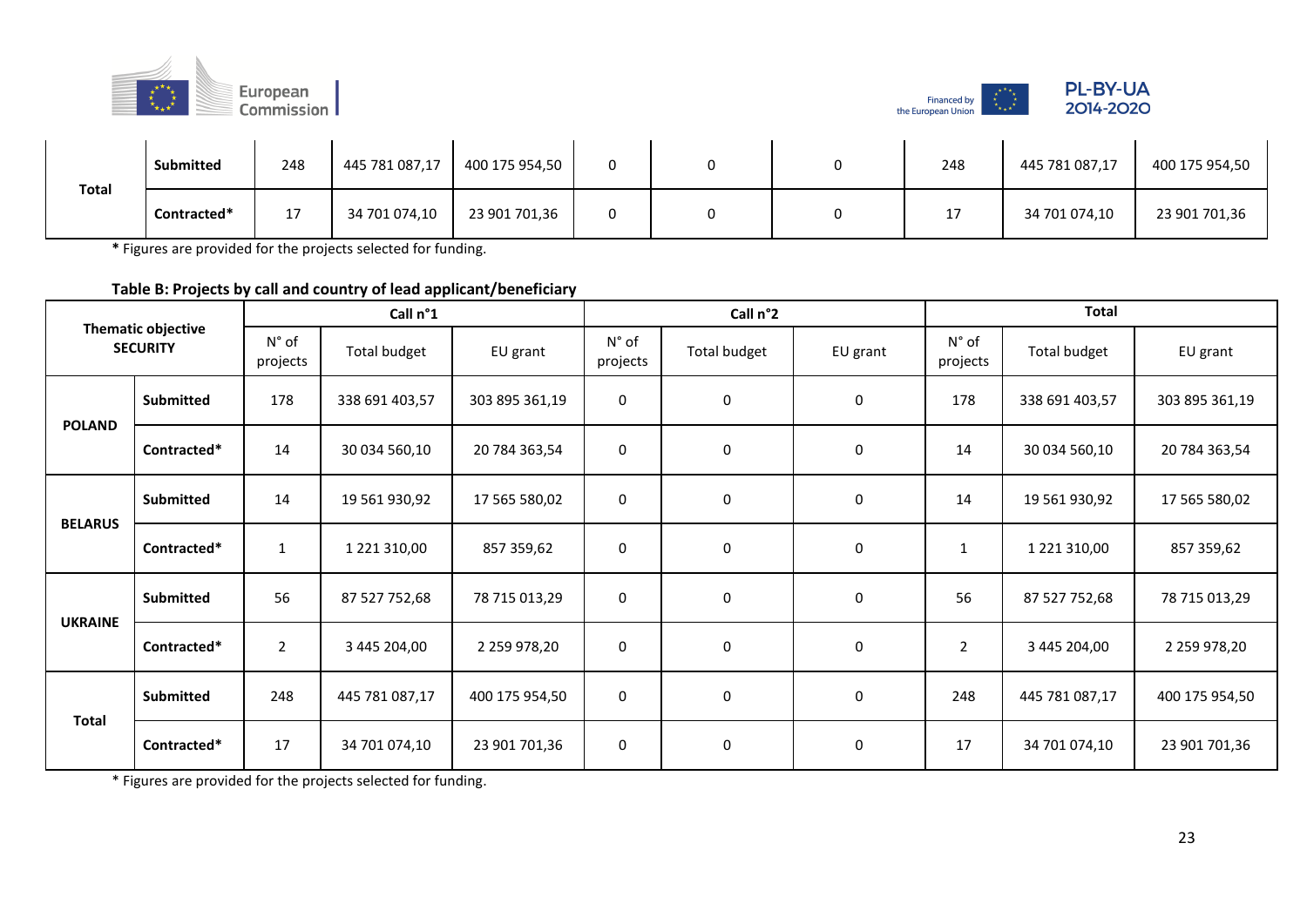| | | | | | | | | | |
|---|---|---|---|---|---|---|---|---|---|
| Total | **Submitted** | 248 | 445 781 087,17 | 400 175 954,50 | 0 | 0 | 0 | 248 | 445 781 087,17 | 400 175 954,50 |
| | **Contracted*** | 17 | 34 701 074,10 | 23 901 701,36 | 0 | 0 | 0 | 17 | 34 701 074,10 | 23 901 701,36 |

* Figures are provided for the projects selected for funding.

**Table B: Projects by call and country of lead applicant/beneficiary**

| Thematic objective SECURITY | | Call n°1 | | | Call n°2 | | | Total | | |
|---|---|---|---|---|---|---|---|---|---|---|
| | | N° of projects | Total budget | EU grant | N° of projects | Total budget | EU grant | N° of projects | Total budget | EU grant |
| **POLAND** | **Submitted** | 178 | 338 691 403,57 | 303 895 361,19 | 0 | 0 | 0 | 178 | 338 691 403,57 | 303 895 361,19 |
| | **Contracted*** | 14 | 30 034 560,10 | 20 784 363,54 | 0 | 0 | 0 | 14 | 30 034 560,10 | 20 784 363,54 |
| **BELARUS** | **Submitted** | 14 | 19 561 930,92 | 17 565 580,02 | 0 | 0 | 0 | 14 | 19 561 930,92 | 17 565 580,02 |
| | **Contracted*** | 1 | 1 221 310,00 | 857 359,62 | 0 | 0 | 0 | 1 | 1 221 310,00 | 857 359,62 |
| **UKRAINE** | **Submitted** | 56 | 87 527 752,68 | 78 715 013,29 | 0 | 0 | 0 | 56 | 87 527 752,68 | 78 715 013,29 |
| | **Contracted*** | 2 | 3 445 204,00 | 2 259 978,20 | 0 | 0 | 0 | 2 | 3 445 204,00 | 2 259 978,20 |
| **Total** | **Submitted** | 248 | 445 781 087,17 | 400 175 954,50 | 0 | 0 | 0 | 248 | 445 781 087,17 | 400 175 954,50 |
| | **Contracted*** | 17 | 34 701 074,10 | 23 901 701,36 | 0 | 0 | 0 | 17 | 34 701 074,10 | 23 901 701,36 |

* Figures are provided for the projects selected for funding.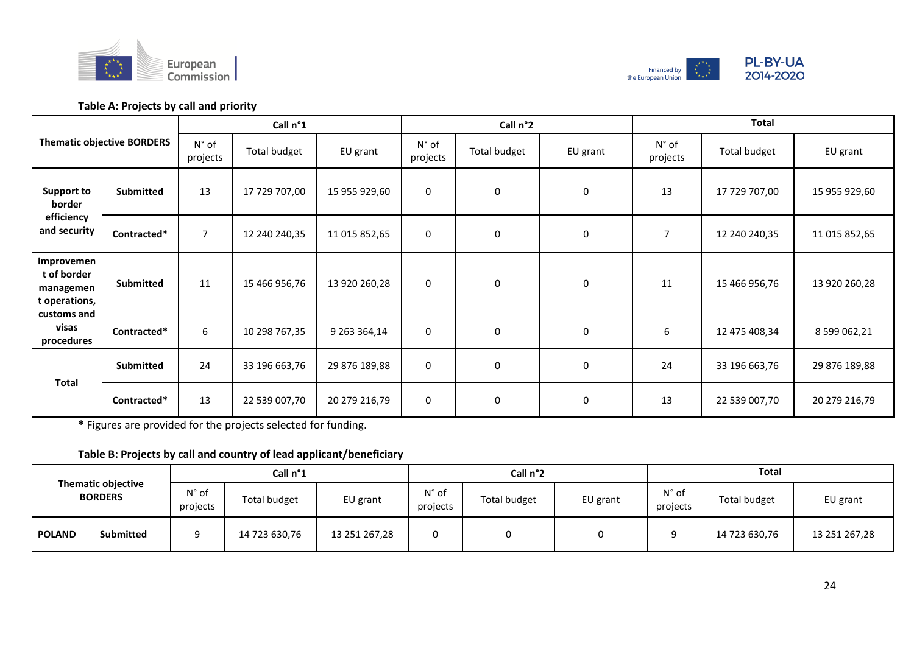**Table A: Projects by call and priority**

| Thematic objective BORDERS | | Call n°1 | | | Call n°2 | | | Total | | |
|---|---|---|---|---|---|---|---|---|---|---|
| | | N° of projects | Total budget | EU grant | N° of projects | Total budget | EU grant | N° of projects | Total budget | EU grant |
| **Support to border efficiency and security** | **Submitted** | 13 | 17 729 707,00 | 15 955 929,60 | 0 | 0 | 0 | 13 | 17 729 707,00 | 15 955 929,60 |
| | **Contracted*** | 7 | 12 240 240,35 | 11 015 852,65 | 0 | 0 | 0 | 7 | 12 240 240,35 | 11 015 852,65 |
| **Improvement of border management operations, customs and visas procedures** | **Submitted** | 11 | 15 466 956,76 | 13 920 260,28 | 0 | 0 | 0 | 11 | 15 466 956,76 | 13 920 260,28 |
| | **Contracted*** | 6 | 10 298 767,35 | 9 263 364,14 | 0 | 0 | 0 | 6 | 12 475 408,34 | 8 599 062,21 |
| **Total** | **Submitted** | 24 | 33 196 663,76 | 29 876 189,88 | 0 | 0 | 0 | 24 | 33 196 663,76 | 29 876 189,88 |
| | **Contracted*** | 13 | 22 539 007,70 | 20 279 216,79 | 0 | 0 | 0 | 13 | 22 539 007,70 | 20 279 216,79 |

**\*** Figures are provided for the projects selected for funding.

**Table B: Projects by call and country of lead applicant/beneficiary**

| Thematic objective BORDERS | | Call n°1 | | | Call n°2 | | | Total | | |
|---|---|---|---|---|---|---|---|---|---|---|
| | | N° of projects | Total budget | EU grant | N° of projects | Total budget | EU grant | N° of projects | Total budget | EU grant |
| **POLAND** | **Submitted** | 9 | 14 723 630,76 | 13 251 267,28 | 0 | 0 | 0 | 9 | 14 723 630,76 | 13 251 267,28 |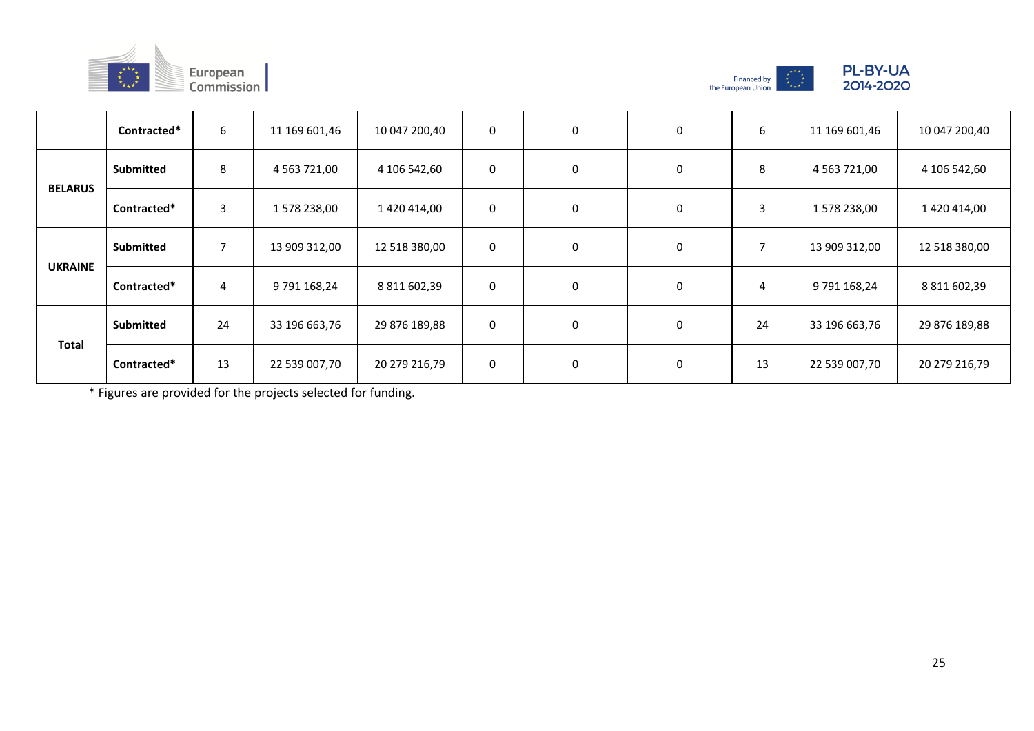|  |  |  |  |  |  |  |  |  |  |  |
|---|---|---|---|---|---|---|---|---|---|---|
|  | **Contracted*** | 6 | 11 169 601,46 | 10 047 200,40 | 0 | 0 | 0 | 6 | 11 169 601,46 | 10 047 200,40 |
| **BELARUS** | **Submitted** | 8 | 4 563 721,00 | 4 106 542,60 | 0 | 0 | 0 | 8 | 4 563 721,00 | 4 106 542,60 |
|  | **Contracted*** | 3 | 1 578 238,00 | 1 420 414,00 | 0 | 0 | 0 | 3 | 1 578 238,00 | 1 420 414,00 |
| **UKRAINE** | **Submitted** | 7 | 13 909 312,00 | 12 518 380,00 | 0 | 0 | 0 | 7 | 13 909 312,00 | 12 518 380,00 |
|  | **Contracted*** | 4 | 9 791 168,24 | 8 811 602,39 | 0 | 0 | 0 | 4 | 9 791 168,24 | 8 811 602,39 |
| **Total** | **Submitted** | 24 | 33 196 663,76 | 29 876 189,88 | 0 | 0 | 0 | 24 | 33 196 663,76 | 29 876 189,88 |
|  | **Contracted*** | 13 | 22 539 007,70 | 20 279 216,79 | 0 | 0 | 0 | 13 | 22 539 007,70 | 20 279 216,79 |

* Figures are provided for the projects selected for funding.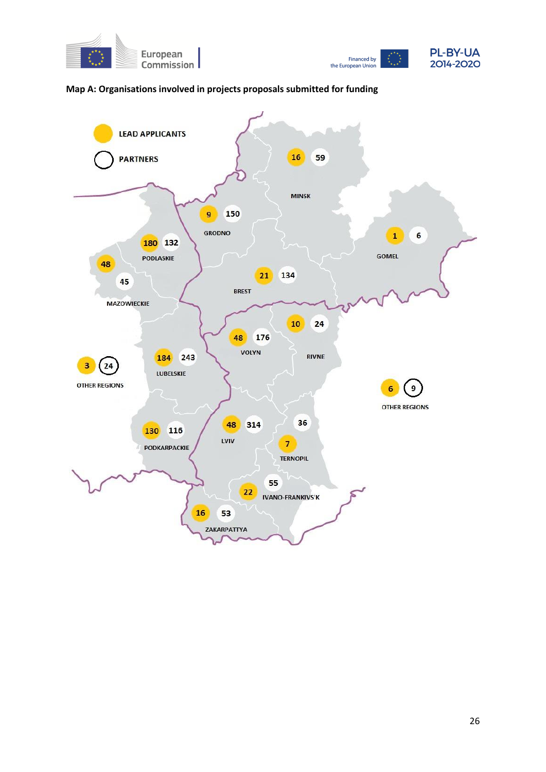**Map A: Organisations involved in projects proposals submitted for funding**

| Region | Lead applicants | Partners |
|---|---|---|
| Minsk | 16 | 59 |
| Grodno | 9 | 150 |
| Gomel | 1 | 6 |
| Brest | 21 | 134 |
| Podlaskie | 180 | 132 |
| Mazowieckie | 48 | 45 |
| Lubelskie | 184 | 243 |
| Podkarpackie | 130 | 116 |
| Volyn | 48 | 176 |
| Rivne | 10 | 24 |
| Lviv | 48 | 314 |
| Ternopil | 7 | 36 |
| Ivano-Frankivs'k | 22 | 55 |
| Zakarpattya | 16 | 53 |
| Other regions (Poland side) | 3 | 24 |
| Other regions (Belarus/Ukraine side) | 6 | 9 |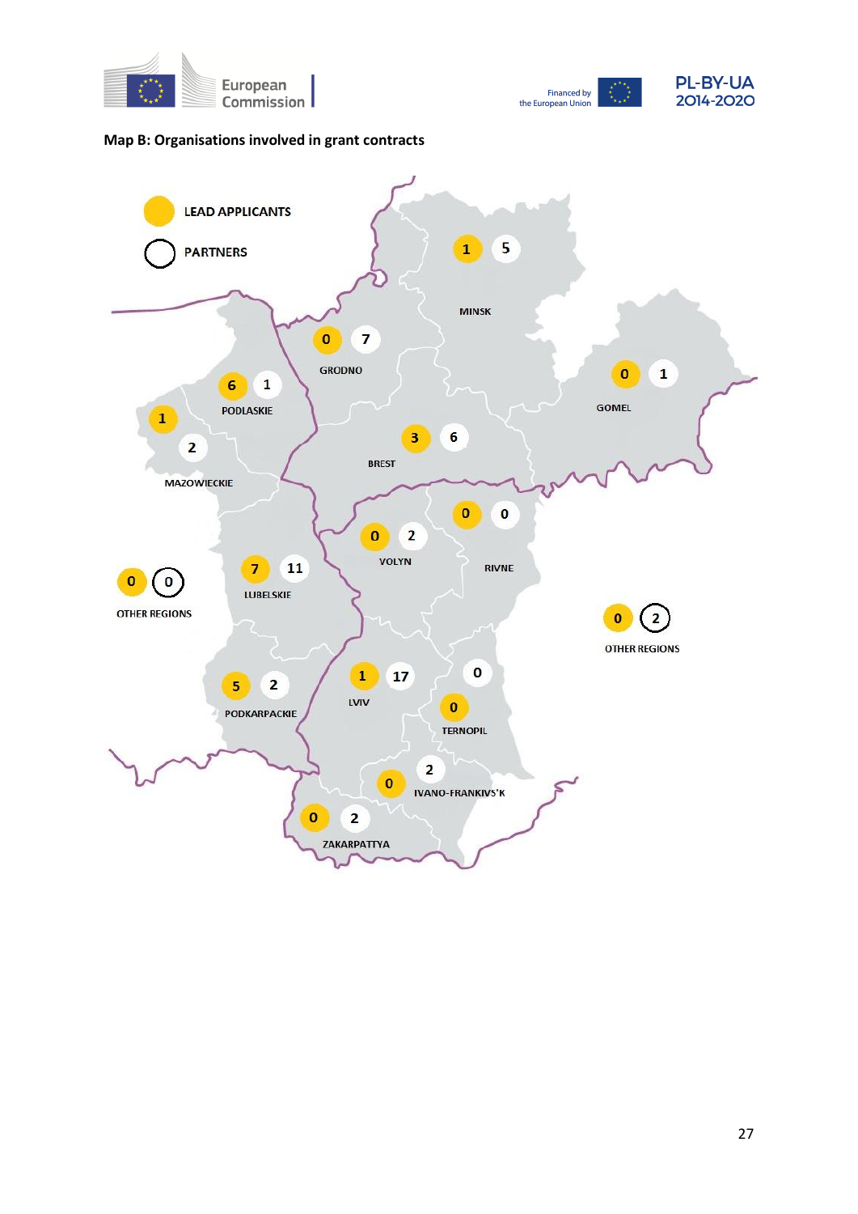**Map B: Organisations involved in grant contracts**

| Region | Lead applicants | Partners |
|---|---|---|
| Minsk | 1 | 5 |
| Grodno | 0 | 7 |
| Gomel | 0 | 1 |
| Podlaskie | 6 | 1 |
| Mazowieckie | 1 | 2 |
| Brest | 3 | 6 |
| Volyn | 0 | 2 |
| Rivne | 0 | 0 |
| Lubelskie | 7 | 11 |
| Other regions (Poland) | 0 | 0 |
| Other regions (Ukraine) | 0 | 2 |
| Podkarpackie | 5 | 2 |
| Lviv | 1 | 17 |
| Ternopil | 0 | 0 |
| Ivano-Frankivs'k | 0 | 2 |
| Zakarpattya | 0 | 2 |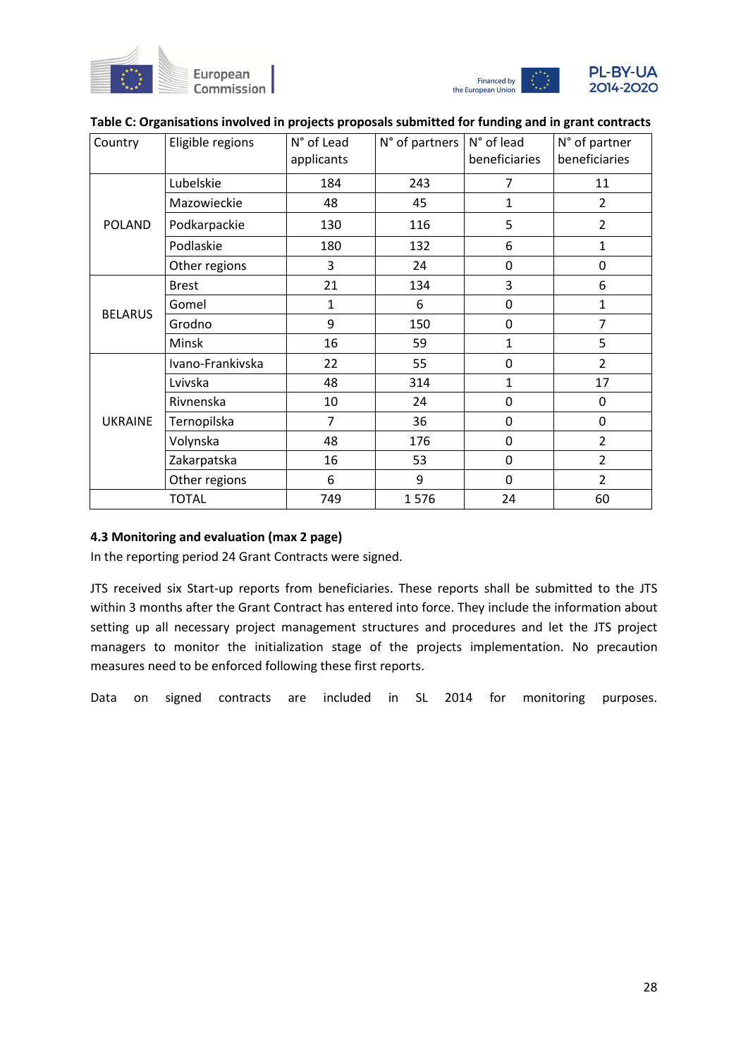**Table C: Organisations involved in projects proposals submitted for funding and in grant contracts**

| Country | Eligible regions | N° of Lead applicants | N° of partners | N° of lead beneficiaries | N° of partner beneficiaries |
|---|---|---|---|---|---|
| POLAND | Lubelskie | 184 | 243 | 7 | 11 |
| | Mazowieckie | 48 | 45 | 1 | 2 |
| | Podkarpackie | 130 | 116 | 5 | 2 |
| | Podlaskie | 180 | 132 | 6 | 1 |
| | Other regions | 3 | 24 | 0 | 0 |
| BELARUS | Brest | 21 | 134 | 3 | 6 |
| | Gomel | 1 | 6 | 0 | 1 |
| | Grodno | 9 | 150 | 0 | 7 |
| | Minsk | 16 | 59 | 1 | 5 |
| UKRAINE | Ivano-Frankivska | 22 | 55 | 0 | 2 |
| | Lvivska | 48 | 314 | 1 | 17 |
| | Rivnenska | 10 | 24 | 0 | 0 |
| | Ternopilska | 7 | 36 | 0 | 0 |
| | Volynska | 48 | 176 | 0 | 2 |
| | Zakarpatska | 16 | 53 | 0 | 2 |
| | Other regions | 6 | 9 | 0 | 2 |
| TOTAL | | 749 | 1 576 | 24 | 60 |

### 4.3 Monitoring and evaluation (max 2 page)

In the reporting period 24 Grant Contracts were signed.

JTS received six Start-up reports from beneficiaries. These reports shall be submitted to the JTS within 3 months after the Grant Contract has entered into force. They include the information about setting up all necessary project management structures and procedures and let the JTS project managers to monitor the initialization stage of the projects implementation. No precaution measures need to be enforced following these first reports.

Data on signed contracts are included in SL 2014 for monitoring purposes.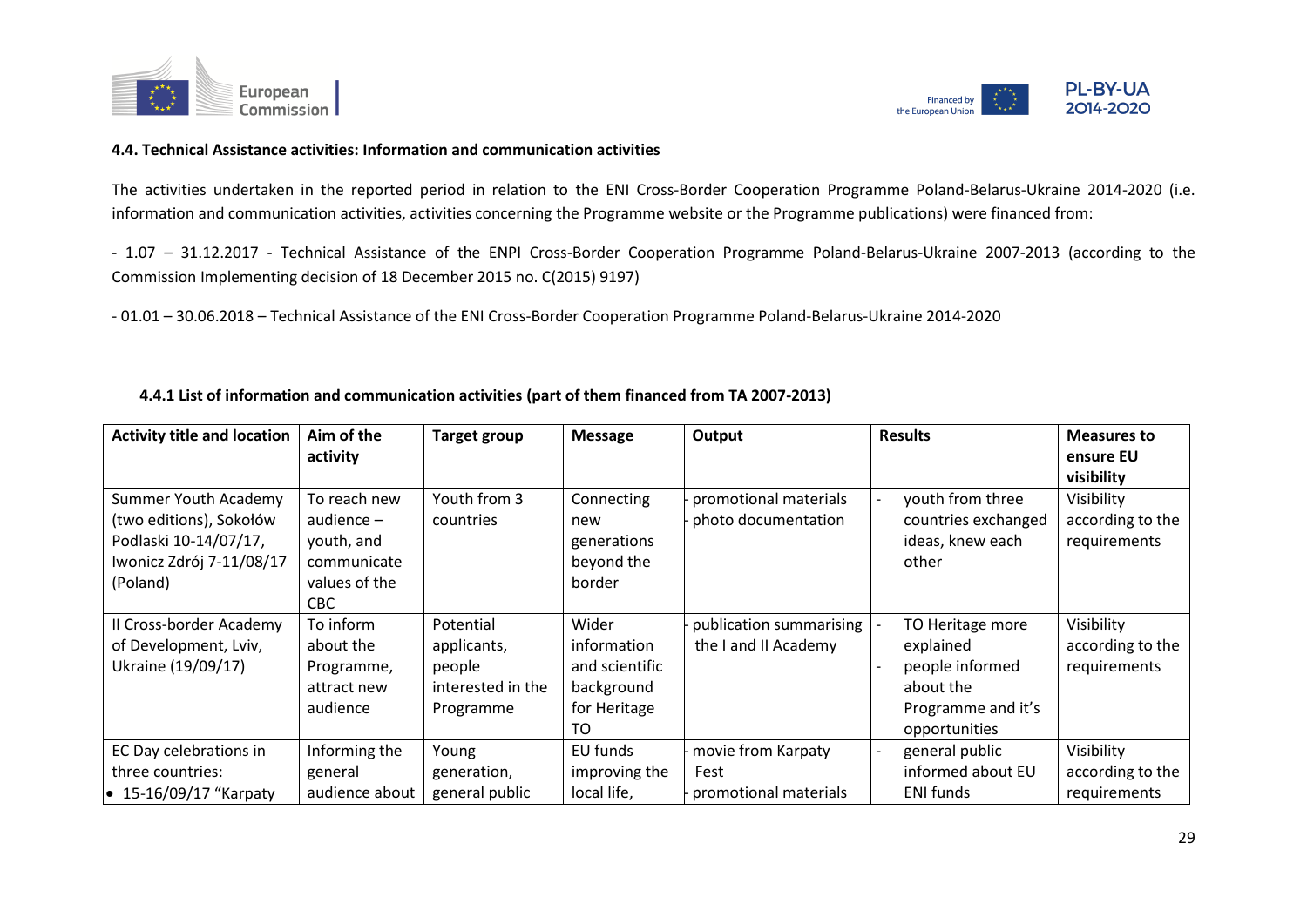#### 4.4. Technical Assistance activities: Information and communication activities

The activities undertaken in the reported period in relation to the ENI Cross-Border Cooperation Programme Poland-Belarus-Ukraine 2014-2020 (i.e. information and communication activities, activities concerning the Programme website or the Programme publications) were financed from:

- 1.07 – 31.12.2017 - Technical Assistance of the ENPI Cross-Border Cooperation Programme Poland-Belarus-Ukraine 2007-2013 (according to the Commission Implementing decision of 18 December 2015 no. C(2015) 9197)

- 01.01 – 30.06.2018 – Technical Assistance of the ENI Cross-Border Cooperation Programme Poland-Belarus-Ukraine 2014-2020

##### 4.4.1 List of information and communication activities (part of them financed from TA 2007-2013)

| Activity title and location | Aim of the activity | Target group | Message | Output | Results | Measures to ensure EU visibility |
|---|---|---|---|---|---|---|
| Summer Youth Academy (two editions), Sokołów Podlaski 10-14/07/17, Iwonicz Zdrój 7-11/08/17 (Poland) | To reach new audience – youth, and communicate values of the CBC | Youth from 3 countries | Connecting new generations beyond the border | - promotional materials<br>- photo documentation | - youth from three countries exchanged ideas, knew each other | Visibility according to the requirements |
| II Cross-border Academy of Development, Lviv, Ukraine (19/09/17) | To inform about the Programme, attract new audience | Potential applicants, people interested in the Programme | Wider information and scientific background for Heritage TO | - publication summarising the I and II Academy | - TO Heritage more explained<br>- people informed about the Programme and it's opportunities | Visibility according to the requirements |
| EC Day celebrations in three countries:<br>• 15-16/09/17 "Karpaty | Informing the general audience about | Young generation, general public | EU funds improving the local life, | - movie from Karpaty Fest<br>- promotional materials | - general public informed about EU ENI funds | Visibility according to the requirements |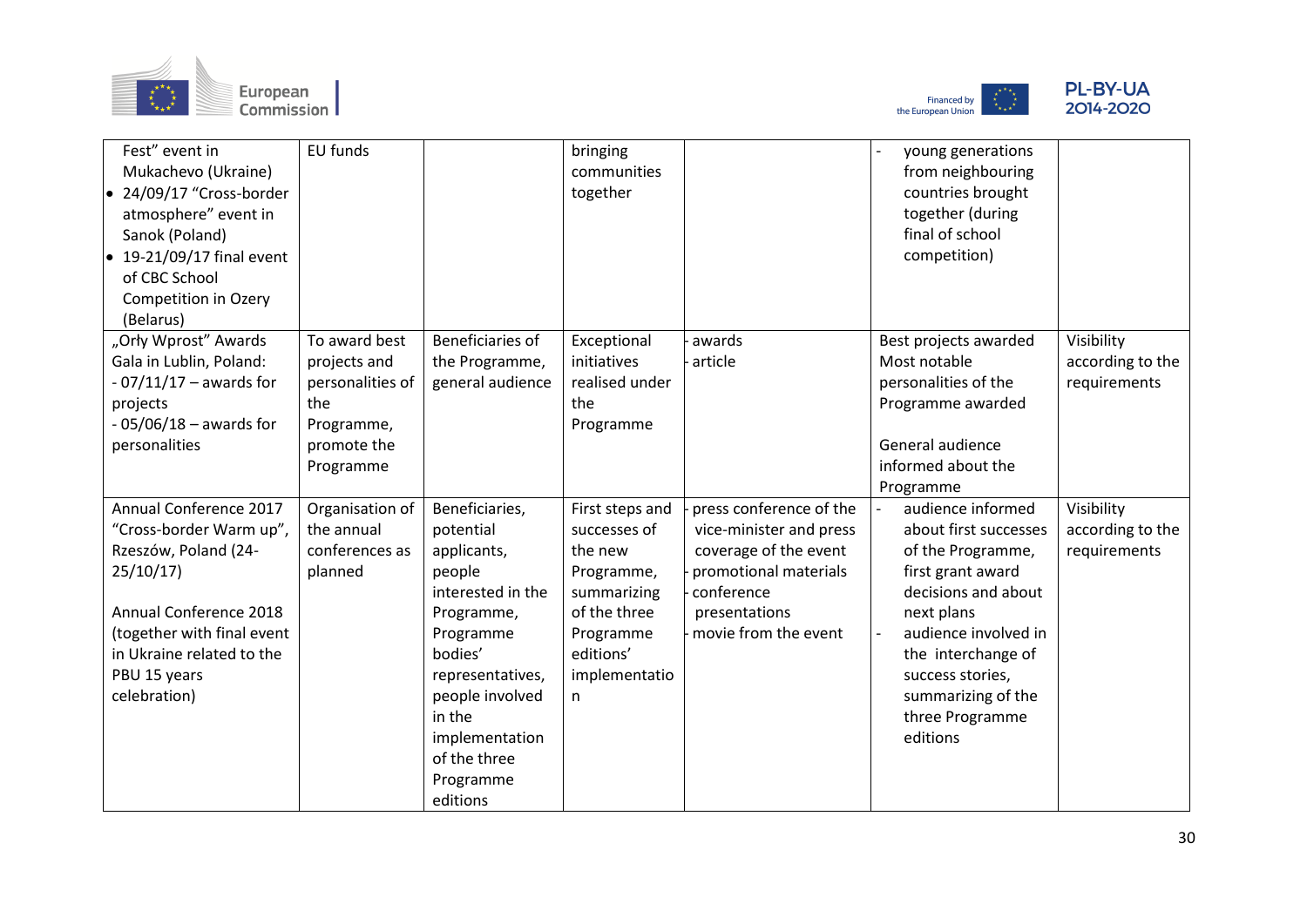| | | | | | | |
|---|---|---|---|---|---|---|
| Fest” event in Mukachevo (Ukraine)<br>• 24/09/17 “Cross-border atmosphere” event in Sanok (Poland)<br>• 19-21/09/17 final event of CBC School Competition in Ozery (Belarus) | EU funds | | bringing communities together | | - young generations from neighbouring countries brought together (during final of school competition) | |
| „Orły Wprost” Awards Gala in Lublin, Poland:<br>- 07/11/17 – awards for projects<br>- 05/06/18 – awards for personalities | To award best projects and personalities of the Programme, promote the Programme | Beneficiaries of the Programme, general audience | Exceptional initiatives realised under the Programme | - awards<br>- article | Best projects awarded<br>Most notable personalities of the Programme awarded<br><br>General audience informed about the Programme | Visibility according to the requirements |
| Annual Conference 2017 “Cross-border Warm up”, Rzeszów, Poland (24-25/10/17)<br><br>Annual Conference 2018 (together with final event in Ukraine related to the PBU 15 years celebration) | Organisation of the annual conferences as planned | Beneficiaries, potential applicants, people interested in the Programme, Programme bodies’ representatives, people involved in the implementation of the three Programme editions | First steps and successes of the new Programme, summarizing of the three Programme editions’ implementation | - press conference of the vice-minister and press coverage of the event<br>- promotional materials<br>- conference presentations<br>- movie from the event | - audience informed about first successes of the Programme, first grant award decisions and about next plans<br>- audience involved in the interchange of success stories, summarizing of the three Programme editions | Visibility according to the requirements |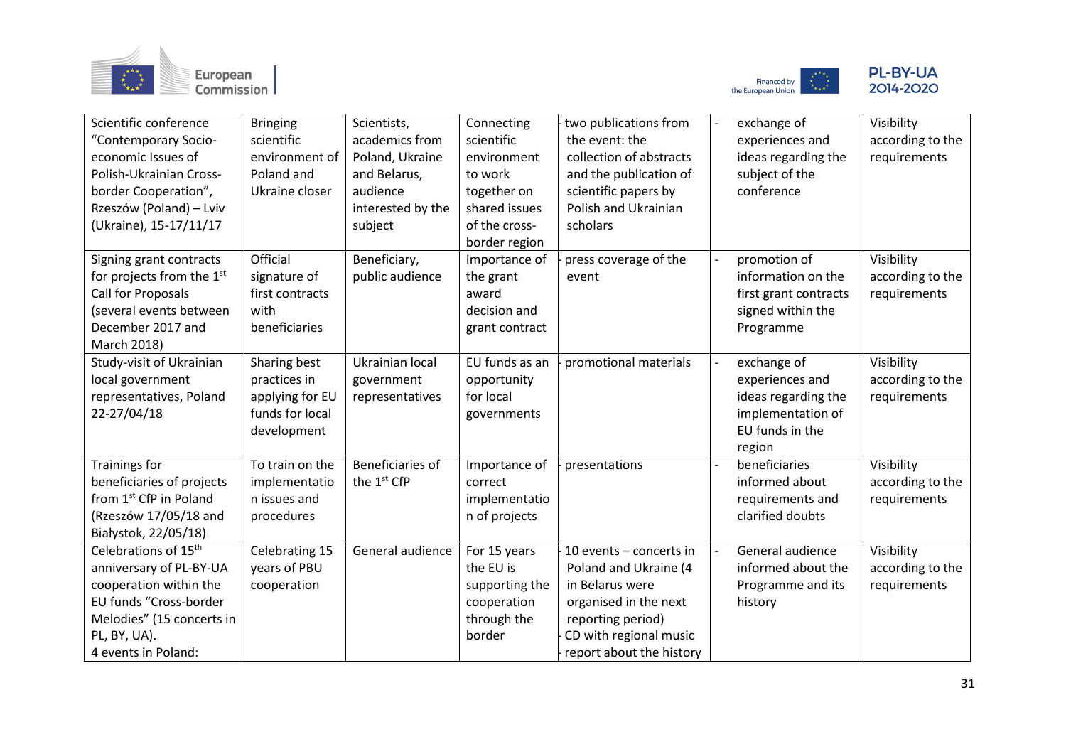| Scientific conference "Contemporary Socio-economic Issues of Polish-Ukrainian Cross-border Cooperation", Rzeszów (Poland) – Lviv (Ukraine), 15-17/11/17 | Bringing scientific environment of Poland and Ukraine closer | Scientists, academics from Poland, Ukraine and Belarus, audience interested by the subject | Connecting scientific environment to work together on shared issues of the cross-border region | - two publications from the event: the collection of abstracts and the publication of scientific papers by Polish and Ukrainian scholars | - exchange of experiences and ideas regarding the subject of the conference | Visibility according to the requirements |
|---|---|---|---|---|---|---|
| Signing grant contracts for projects from the 1st Call for Proposals (several events between December 2017 and March 2018) | Official signature of first contracts with beneficiaries | Beneficiary, public audience | Importance of the grant award decision and grant contract | - press coverage of the event | - promotion of information on the first grant contracts signed within the Programme | Visibility according to the requirements |
| Study-visit of Ukrainian local government representatives, Poland 22-27/04/18 | Sharing best practices in applying for EU funds for local development | Ukrainian local government representatives | EU funds as an opportunity for local governments | - promotional materials | - exchange of experiences and ideas regarding the implementation of EU funds in the region | Visibility according to the requirements |
| Trainings for beneficiaries of projects from 1st CfP in Poland (Rzeszów 17/05/18 and Białystok, 22/05/18) | To train on the implementation issues and procedures | Beneficiaries of the 1st CfP | Importance of correct implementation of projects | - presentations | - beneficiaries informed about requirements and clarified doubts | Visibility according to the requirements |
| Celebrations of 15th anniversary of PL-BY-UA cooperation within the EU funds "Cross-border Melodies" (15 concerts in PL, BY, UA).<br>4 events in Poland: | Celebrating 15 years of PBU cooperation | General audience | For 15 years the EU is supporting the cooperation through the border | - 10 events – concerts in Poland and Ukraine (4 in Belarus were organised in the next reporting period)<br>- CD with regional music<br>- report about the history | - General audience informed about the Programme and its history | Visibility according to the requirements |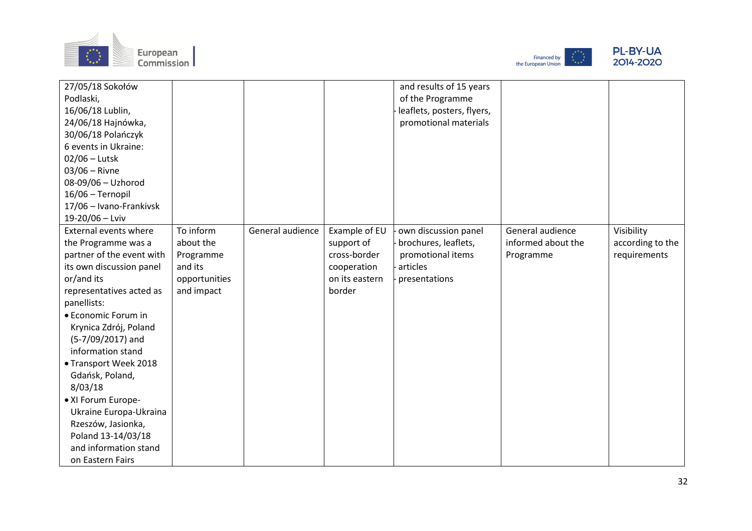| | | | | | | |
|---|---|---|---|---|---|---|
| 27/05/18 Sokołów Podlaski,<br>16/06/18 Lublin,<br>24/06/18 Hajnówka,<br>30/06/18 Polańczyk<br>6 events in Ukraine:<br>02/06 – Lutsk<br>03/06 – Rivne<br>08-09/06 – Uzhorod<br>16/06 – Ternopil<br>17/06 – Ivano-Frankivsk<br>19-20/06 – Lviv | | | | and results of 15 years of the Programme<br>- leaflets, posters, flyers, promotional materials | | |
| External events where the Programme was a partner of the event with its own discussion panel or/and its representatives acted as panellists:<br>• Economic Forum in Krynica Zdrój, Poland (5-7/09/2017) and information stand<br>• Transport Week 2018 Gdańsk, Poland, 8/03/18<br>• XI Forum Europe-Ukraine Europa-Ukraina Rzeszów, Jasionka, Poland 13-14/03/18 and information stand on Eastern Fairs | To inform about the Programme and its opportunities and impact | General audience | Example of EU support of cross-border cooperation on its eastern border | - own discussion panel<br>- brochures, leaflets, promotional items<br>- articles<br>- presentations | General audience informed about the Programme | Visibility according to the requirements |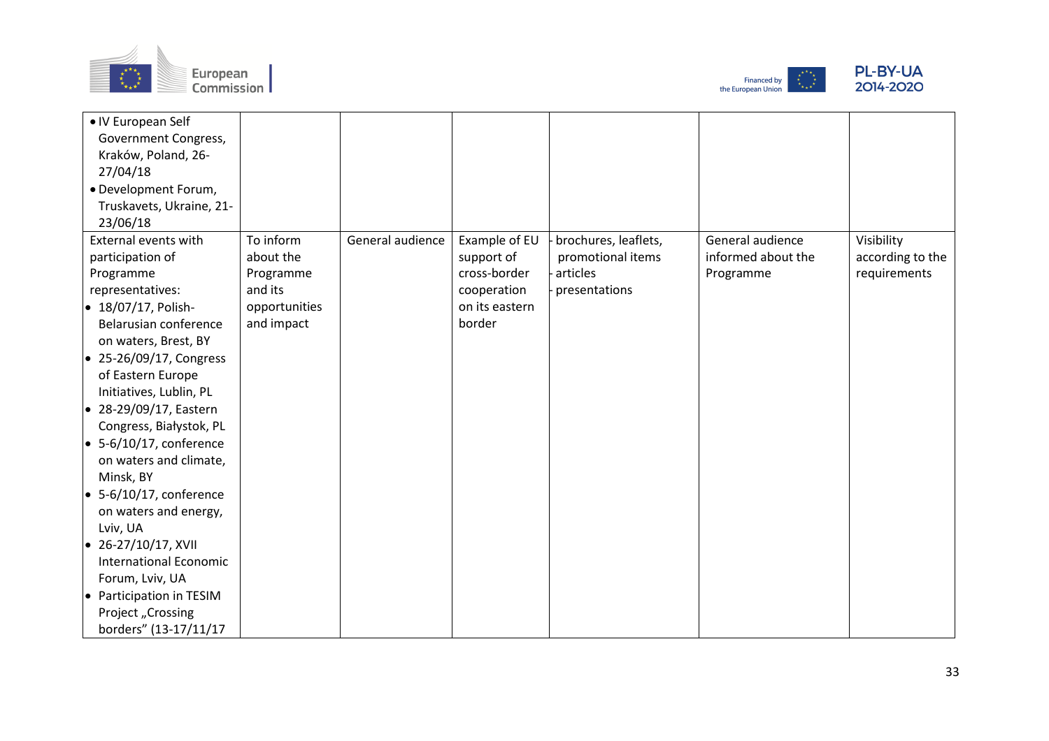| | | | | | | |
|---|---|---|---|---|---|---|
| • IV European Self Government Congress, Kraków, Poland, 26-27/04/18<br>• Development Forum, Truskavets, Ukraine, 21-23/06/18 | | | | | | |
| External events with participation of Programme representatives:<br>• 18/07/17, Polish-Belarusian conference on waters, Brest, BY<br>• 25-26/09/17, Congress of Eastern Europe Initiatives, Lublin, PL<br>• 28-29/09/17, Eastern Congress, Białystok, PL<br>• 5-6/10/17, conference on waters and climate, Minsk, BY<br>• 5-6/10/17, conference on waters and energy, Lviv, UA<br>• 26-27/10/17, XVII International Economic Forum, Lviv, UA<br>• Participation in TESIM Project „Crossing borders" (13-17/11/17 | To inform about the Programme and its opportunities and impact | General audience | Example of EU support of cross-border cooperation on its eastern border | - brochures, leaflets, promotional items<br>- articles<br>- presentations | General audience informed about the Programme | Visibility according to the requirements |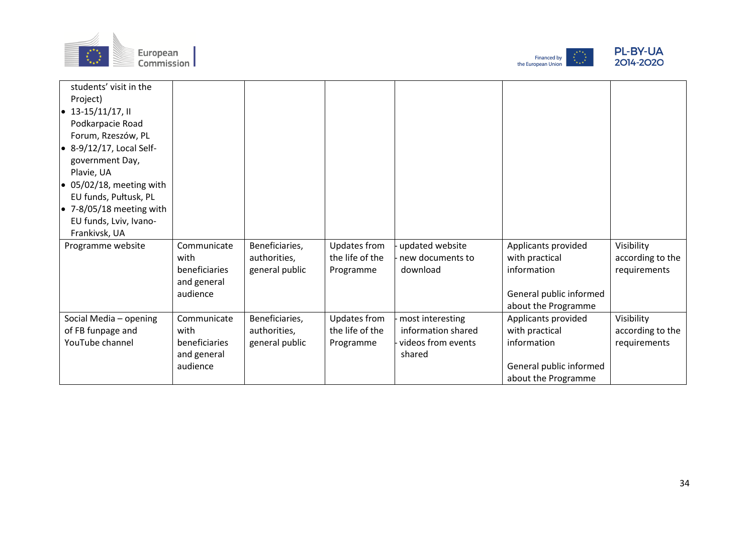| | | | | | | |
|---|---|---|---|---|---|---|
| students' visit in the Project)<br>• 13-15/11/17, II Podkarpacie Road Forum, Rzeszów, PL<br>• 8-9/12/17, Local Self-government Day, Plavie, UA<br>• 05/02/18, meeting with EU funds, Pułtusk, PL<br>• 7-8/05/18 meeting with EU funds, Lviv, Ivano-Frankivsk, UA | | | | | | |
| Programme website | Communicate with beneficiaries and general audience | Beneficiaries, authorities, general public | Updates from the life of the Programme | - updated website<br>- new documents to download | Applicants provided with practical information<br><br>General public informed about the Programme | Visibility according to the requirements |
| Social Media – opening of FB funpage and YouTube channel | Communicate with beneficiaries and general audience | Beneficiaries, authorities, general public | Updates from the life of the Programme | - most interesting information shared<br>- videos from events shared | Applicants provided with practical information<br><br>General public informed about the Programme | Visibility according to the requirements |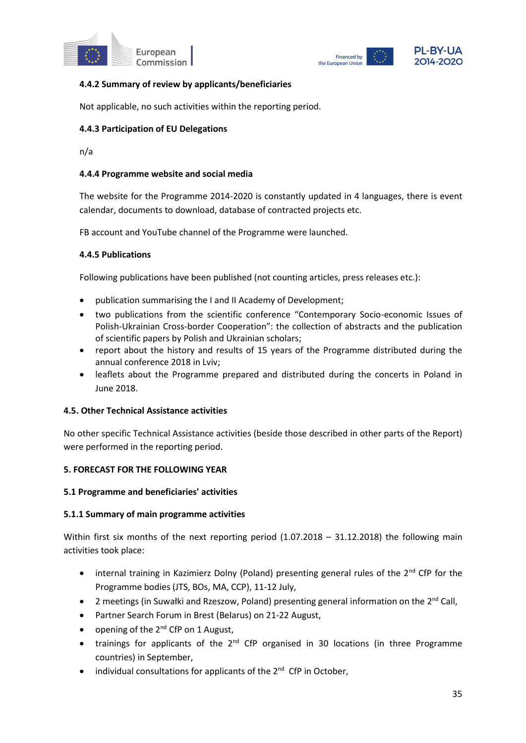#### 4.4.2 Summary of review by applicants/beneficiaries

Not applicable, no such activities within the reporting period.

#### 4.4.3 Participation of EU Delegations

n/a

#### 4.4.4 Programme website and social media

The website for the Programme 2014-2020 is constantly updated in 4 languages, there is event calendar, documents to download, database of contracted projects etc.

FB account and YouTube channel of the Programme were launched.

#### 4.4.5 Publications

Following publications have been published (not counting articles, press releases etc.):

- publication summarising the I and II Academy of Development;
- two publications from the scientific conference "Contemporary Socio-economic Issues of Polish-Ukrainian Cross-border Cooperation": the collection of abstracts and the publication of scientific papers by Polish and Ukrainian scholars;
- report about the history and results of 15 years of the Programme distributed during the annual conference 2018 in Lviv;
- leaflets about the Programme prepared and distributed during the concerts in Poland in June 2018.

### 4.5. Other Technical Assistance activities

No other specific Technical Assistance activities (beside those described in other parts of the Report) were performed in the reporting period.

## 5. FORECAST FOR THE FOLLOWING YEAR

### 5.1 Programme and beneficiaries' activities

#### 5.1.1 Summary of main programme activities

Within first six months of the next reporting period (1.07.2018 – 31.12.2018) the following main activities took place:

- internal training in Kazimierz Dolny (Poland) presenting general rules of the 2nd CfP for the Programme bodies (JTS, BOs, MA, CCP), 11-12 July,
- 2 meetings (in Suwałki and Rzeszow, Poland) presenting general information on the 2nd Call,
- Partner Search Forum in Brest (Belarus) on 21-22 August,
- opening of the 2nd CfP on 1 August,
- trainings for applicants of the 2nd CfP organised in 30 locations (in three Programme countries) in September,
- individual consultations for applicants of the 2nd CfP in October,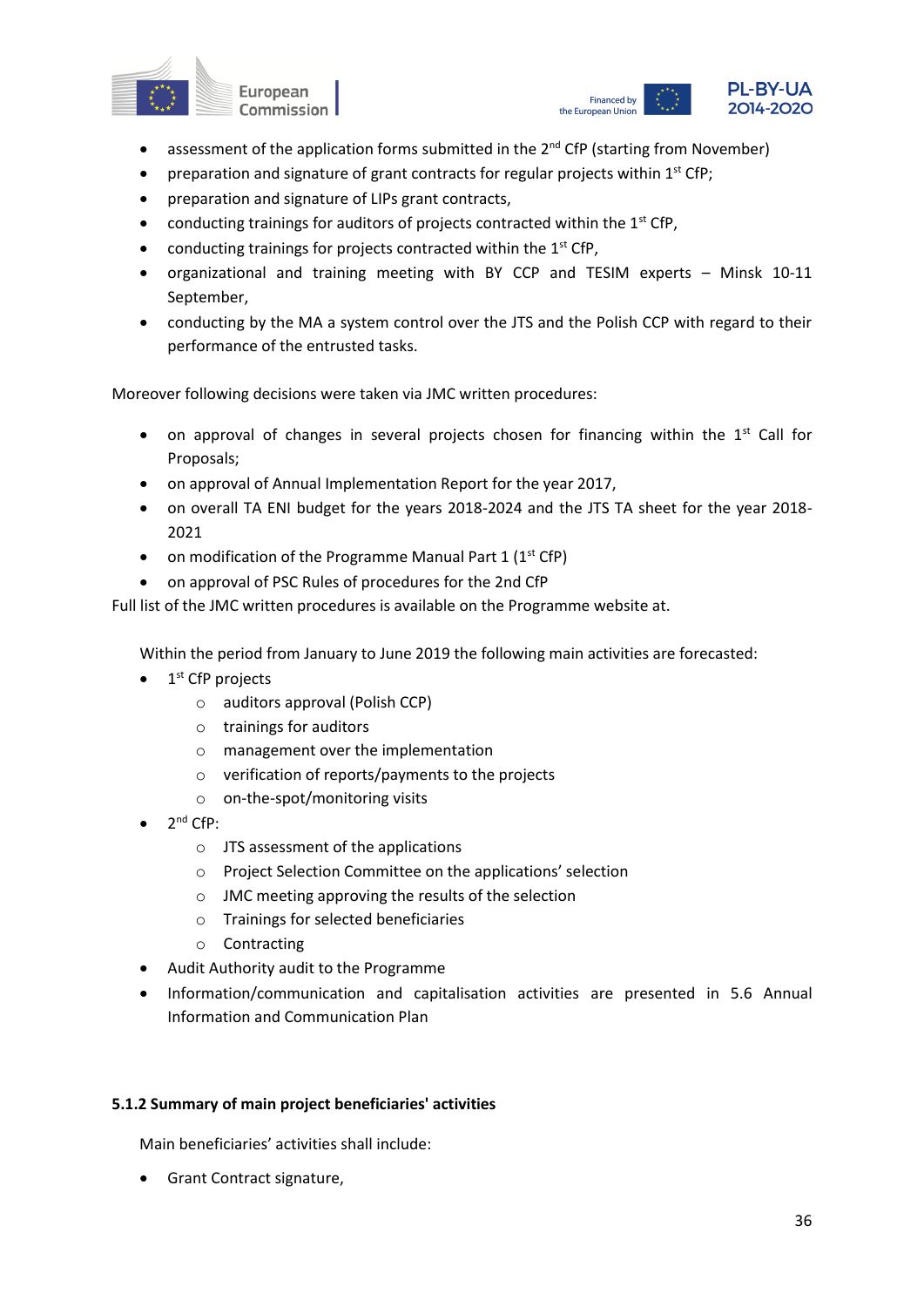- assessment of the application forms submitted in the 2[nd] CfP (starting from November)
- preparation and signature of grant contracts for regular projects within 1[st] CfP;
- preparation and signature of LIPs grant contracts,
- conducting trainings for auditors of projects contracted within the 1[st] CfP,
- conducting trainings for projects contracted within the 1[st] CfP,
- organizational and training meeting with BY CCP and TESIM experts – Minsk 10-11 September,
- conducting by the MA a system control over the JTS and the Polish CCP with regard to their performance of the entrusted tasks.

Moreover following decisions were taken via JMC written procedures:

- on approval of changes in several projects chosen for financing within the 1[st] Call for Proposals;
- on approval of Annual Implementation Report for the year 2017,
- on overall TA ENI budget for the years 2018-2024 and the JTS TA sheet for the year 2018-2021
- on modification of the Programme Manual Part 1 (1[st] CfP)
- on approval of PSC Rules of procedures for the 2nd CfP

Full list of the JMC written procedures is available on the Programme website at.

Within the period from January to June 2019 the following main activities are forecasted:

- 1[st] CfP projects
  - auditors approval (Polish CCP)
  - trainings for auditors
  - management over the implementation
  - verification of reports/payments to the projects
  - on-the-spot/monitoring visits
- 2[nd] CfP:
  - JTS assessment of the applications
  - Project Selection Committee on the applications' selection
  - JMC meeting approving the results of the selection
  - Trainings for selected beneficiaries
  - Contracting
- Audit Authority audit to the Programme
- Information/communication and capitalisation activities are presented in 5.6 Annual Information and Communication Plan

#### 5.1.2 Summary of main project beneficiaries' activities

Main beneficiaries' activities shall include:

- Grant Contract signature,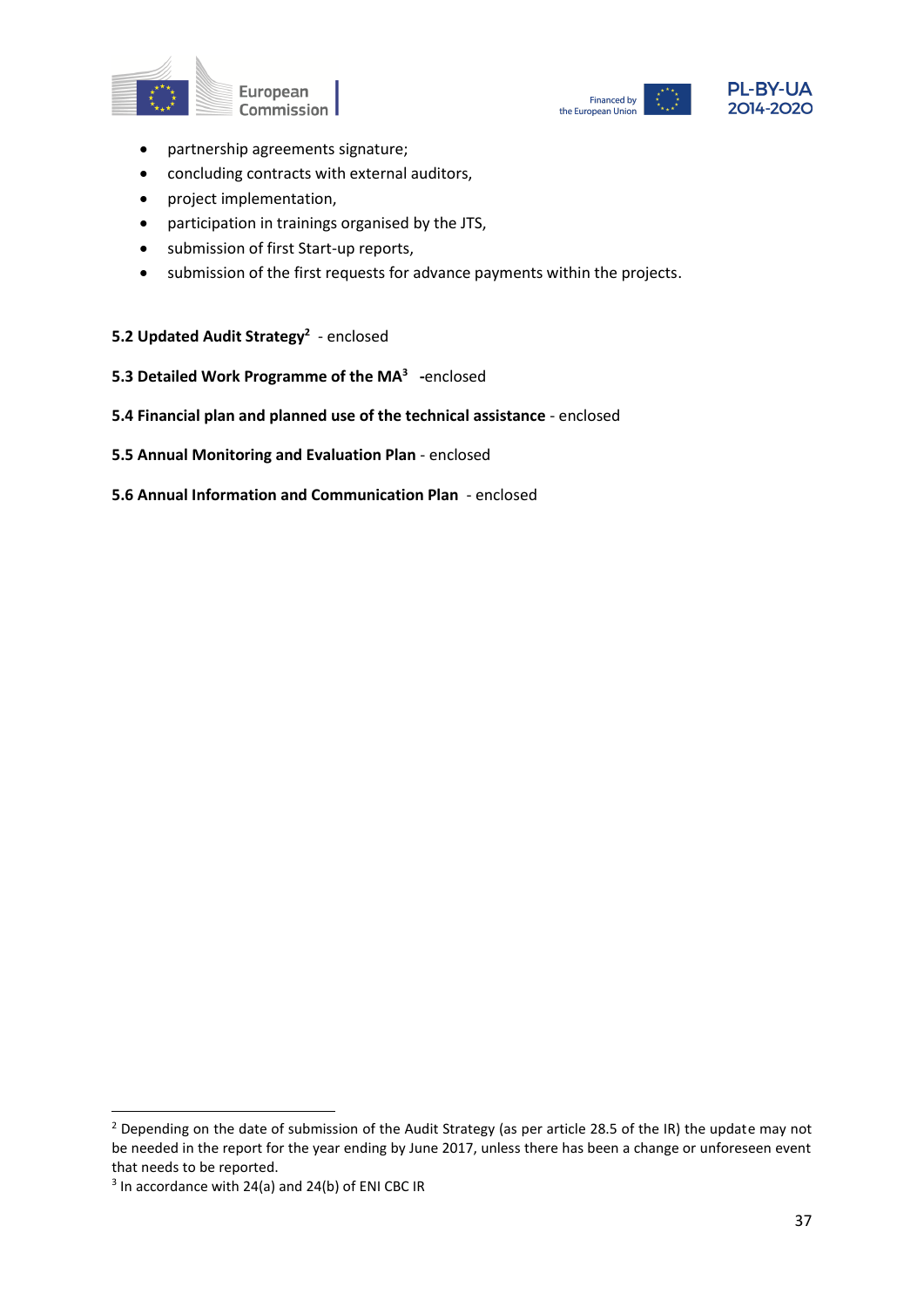- partnership agreements signature;
- concluding contracts with external auditors,
- project implementation,
- participation in trainings organised by the JTS,
- submission of first Start-up reports,
- submission of the first requests for advance payments within the projects.

**5.2 Updated Audit Strategy**[2] - enclosed

**5.3 Detailed Work Programme of the MA**[3] **-**enclosed

**5.4 Financial plan and planned use of the technical assistance** - enclosed

**5.5 Annual Monitoring and Evaluation Plan** - enclosed

**5.6 Annual Information and Communication Plan** - enclosed

---

[2] Depending on the date of submission of the Audit Strategy (as per article 28.5 of the IR) the update may not be needed in the report for the year ending by June 2017, unless there has been a change or unforeseen event that needs to be reported.

[3] In accordance with 24(a) and 24(b) of ENI CBC IR